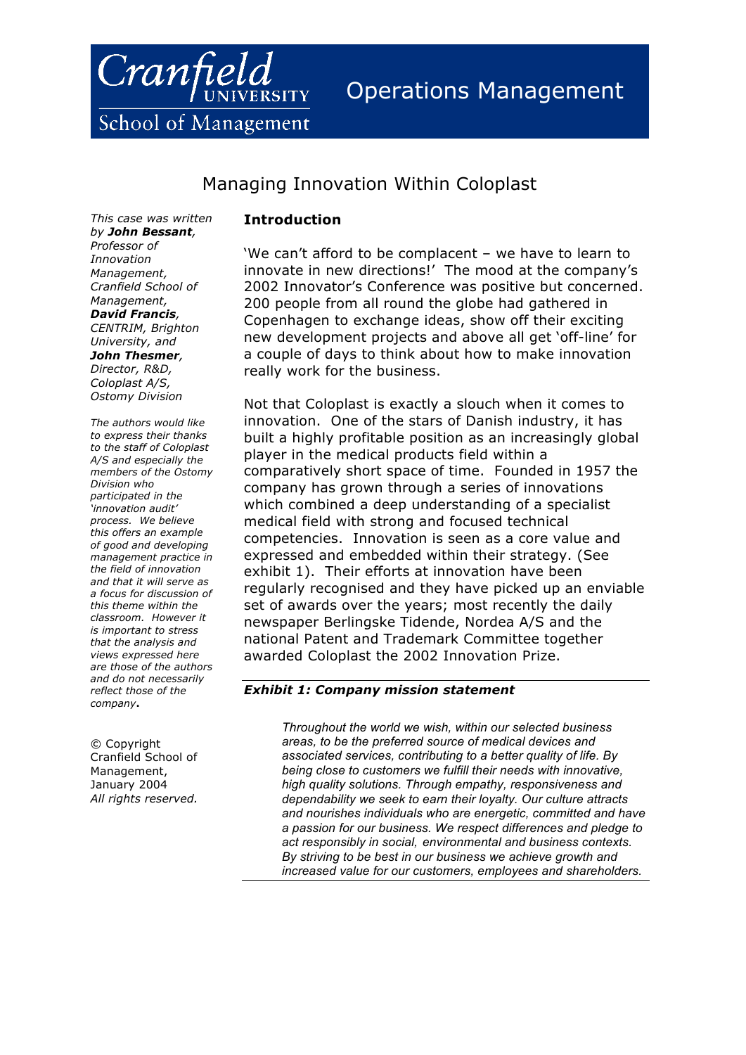Cranfield UNIVERSITY

School of Management

Operations Management

# Managing Innovation Within Coloplast

*This case was written by **John Bessant**, Professor of Innovation Management, Cranfield School of Management, **David Francis**, CENTRIM, Brighton University, and **John Thesmer**, Director, R&D, Coloplast A/S, Ostomy Division*

*The authors would like to express their thanks to the staff of Coloplast A/S and especially the members of the Ostomy Division who participated in the 'innovation audit' process. We believe this offers an example of good and developing management practice in the field of innovation and that it will serve as a focus for discussion of this theme within the classroom. However it is important to stress that the analysis and views expressed here are those of the authors and do not necessarily reflect those of the company.*

© Copyright Cranfield School of Management, January 2004
*All rights reserved.*

## Introduction

'We can't afford to be complacent – we have to learn to innovate in new directions!' The mood at the company's 2002 Innovator's Conference was positive but concerned. 200 people from all round the globe had gathered in Copenhagen to exchange ideas, show off their exciting new development projects and above all get 'off-line' for a couple of days to think about how to make innovation really work for the business.

Not that Coloplast is exactly a slouch when it comes to innovation. One of the stars of Danish industry, it has built a highly profitable position as an increasingly global player in the medical products field within a comparatively short space of time. Founded in 1957 the company has grown through a series of innovations which combined a deep understanding of a specialist medical field with strong and focused technical competencies. Innovation is seen as a core value and expressed and embedded within their strategy. (See exhibit 1). Their efforts at innovation have been regularly recognised and they have picked up an enviable set of awards over the years; most recently the daily newspaper Berlingske Tidende, Nordea A/S and the national Patent and Trademark Committee together awarded Coloplast the 2002 Innovation Prize.

***Exhibit 1: Company mission statement***

> *Throughout the world we wish, within our selected business areas, to be the preferred source of medical devices and associated services, contributing to a better quality of life. By being close to customers we fulfill their needs with innovative, high quality solutions. Through empathy, responsiveness and dependability we seek to earn their loyalty. Our culture attracts and nourishes individuals who are energetic, committed and have a passion for our business. We respect differences and pledge to act responsibly in social, environmental and business contexts. By striving to be best in our business we achieve growth and increased value for our customers, employees and shareholders.*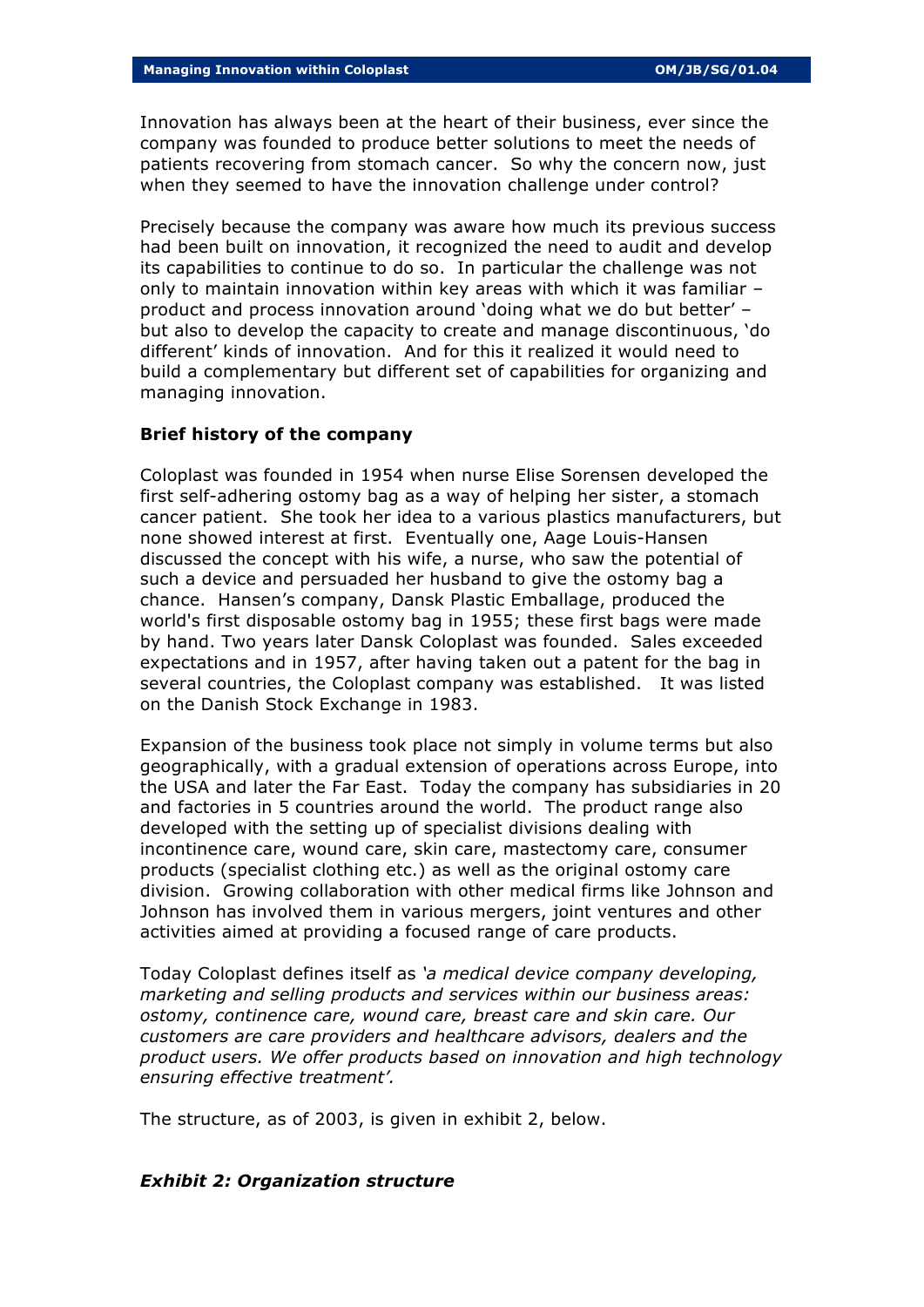Innovation has always been at the heart of their business, ever since the company was founded to produce better solutions to meet the needs of patients recovering from stomach cancer. So why the concern now, just when they seemed to have the innovation challenge under control?

Precisely because the company was aware how much its previous success had been built on innovation, it recognized the need to audit and develop its capabilities to continue to do so. In particular the challenge was not only to maintain innovation within key areas with which it was familiar – product and process innovation around 'doing what we do but better' – but also to develop the capacity to create and manage discontinuous, 'do different' kinds of innovation. And for this it realized it would need to build a complementary but different set of capabilities for organizing and managing innovation.

**Brief history of the company**

Coloplast was founded in 1954 when nurse Elise Sorensen developed the first self-adhering ostomy bag as a way of helping her sister, a stomach cancer patient. She took her idea to a various plastics manufacturers, but none showed interest at first. Eventually one, Aage Louis-Hansen discussed the concept with his wife, a nurse, who saw the potential of such a device and persuaded her husband to give the ostomy bag a chance. Hansen's company, Dansk Plastic Emballage, produced the world's first disposable ostomy bag in 1955; these first bags were made by hand. Two years later Dansk Coloplast was founded. Sales exceeded expectations and in 1957, after having taken out a patent for the bag in several countries, the Coloplast company was established. It was listed on the Danish Stock Exchange in 1983.

Expansion of the business took place not simply in volume terms but also geographically, with a gradual extension of operations across Europe, into the USA and later the Far East. Today the company has subsidiaries in 20 and factories in 5 countries around the world. The product range also developed with the setting up of specialist divisions dealing with incontinence care, wound care, skin care, mastectomy care, consumer products (specialist clothing etc.) as well as the original ostomy care division. Growing collaboration with other medical firms like Johnson and Johnson has involved them in various mergers, joint ventures and other activities aimed at providing a focused range of care products.

Today Coloplast defines itself as *'a medical device company developing, marketing and selling products and services within our business areas: ostomy, continence care, wound care, breast care and skin care. Our customers are care providers and healthcare advisors, dealers and the product users. We offer products based on innovation and high technology ensuring effective treatment'.*

The structure, as of 2003, is given in exhibit 2, below.

***Exhibit 2: Organization structure***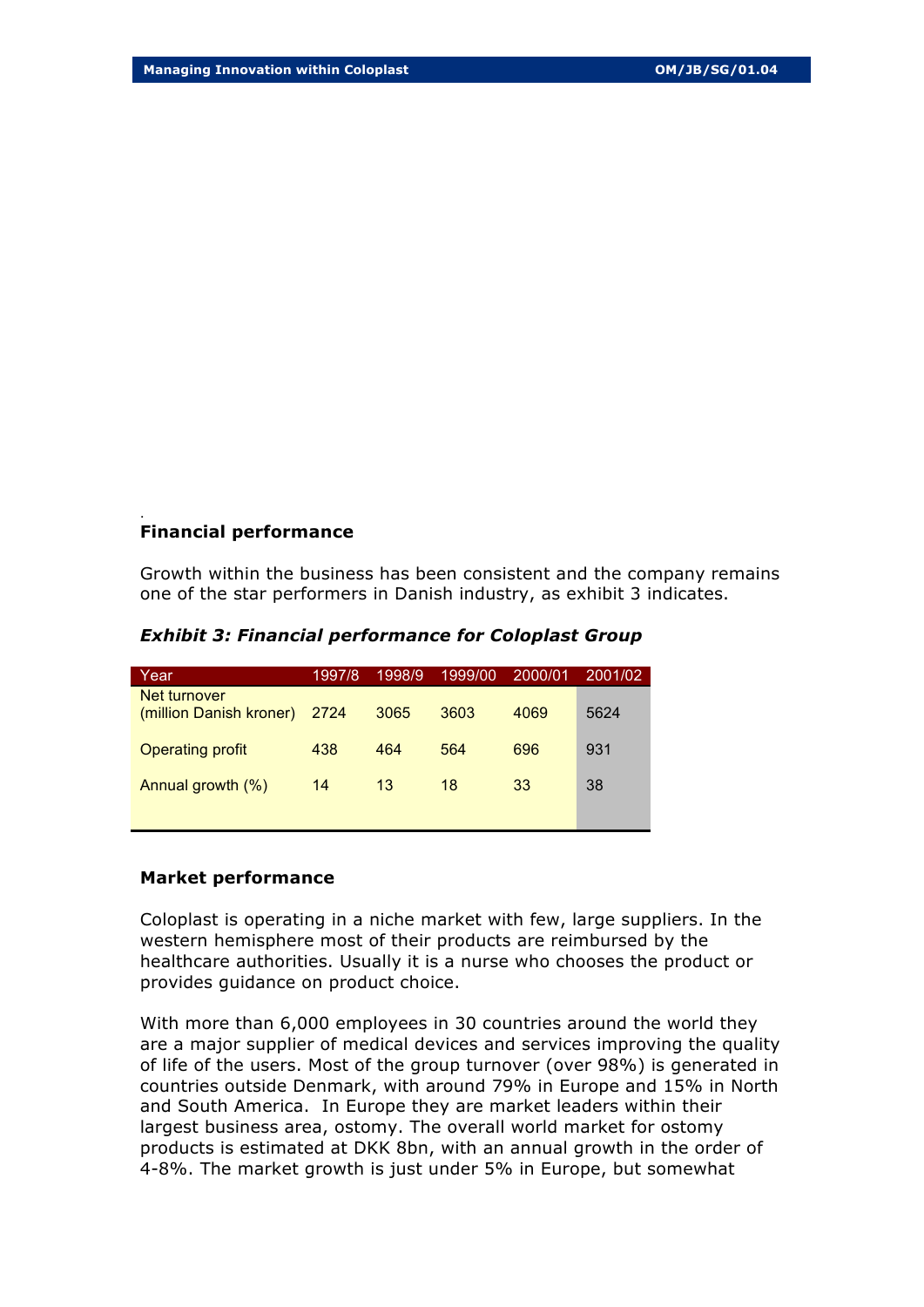## Financial performance

Growth within the business has been consistent and the company remains one of the star performers in Danish industry, as exhibit 3 indicates.

***Exhibit 3: Financial performance for Coloplast Group***

| Year | 1997/8 | 1998/9 | 1999/00 | 2000/01 | 2001/02 |
|---|---|---|---|---|---|
| Net turnover (million Danish kroner) | 2724 | 3065 | 3603 | 4069 | 5624 |
| Operating profit | 438 | 464 | 564 | 696 | 931 |
| Annual growth (%) | 14 | 13 | 18 | 33 | 38 |

## Market performance

Coloplast is operating in a niche market with few, large suppliers. In the western hemisphere most of their products are reimbursed by the healthcare authorities. Usually it is a nurse who chooses the product or provides guidance on product choice.

With more than 6,000 employees in 30 countries around the world they are a major supplier of medical devices and services improving the quality of life of the users. Most of the group turnover (over 98%) is generated in countries outside Denmark, with around 79% in Europe and 15% in North and South America. In Europe they are market leaders within their largest business area, ostomy. The overall world market for ostomy products is estimated at DKK 8bn, with an annual growth in the order of 4-8%. The market growth is just under 5% in Europe, but somewhat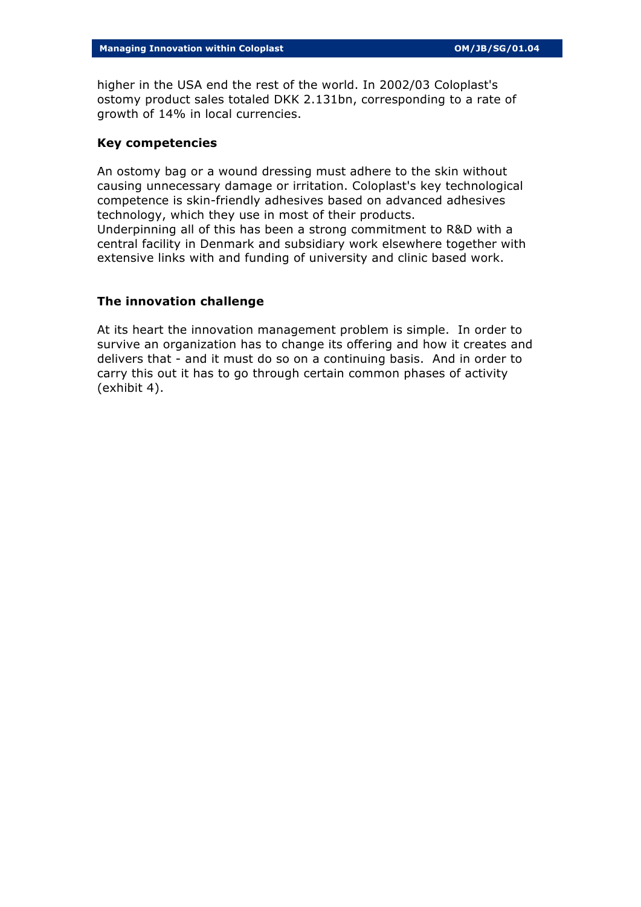higher in the USA end the rest of the world. In 2002/03 Coloplast's ostomy product sales totaled DKK 2.131bn, corresponding to a rate of growth of 14% in local currencies.

### Key competencies

An ostomy bag or a wound dressing must adhere to the skin without causing unnecessary damage or irritation. Coloplast's key technological competence is skin-friendly adhesives based on advanced adhesives technology, which they use in most of their products.
Underpinning all of this has been a strong commitment to R&D with a central facility in Denmark and subsidiary work elsewhere together with extensive links with and funding of university and clinic based work.

### The innovation challenge

At its heart the innovation management problem is simple. In order to survive an organization has to change its offering and how it creates and delivers that - and it must do so on a continuing basis. And in order to carry this out it has to go through certain common phases of activity (exhibit 4).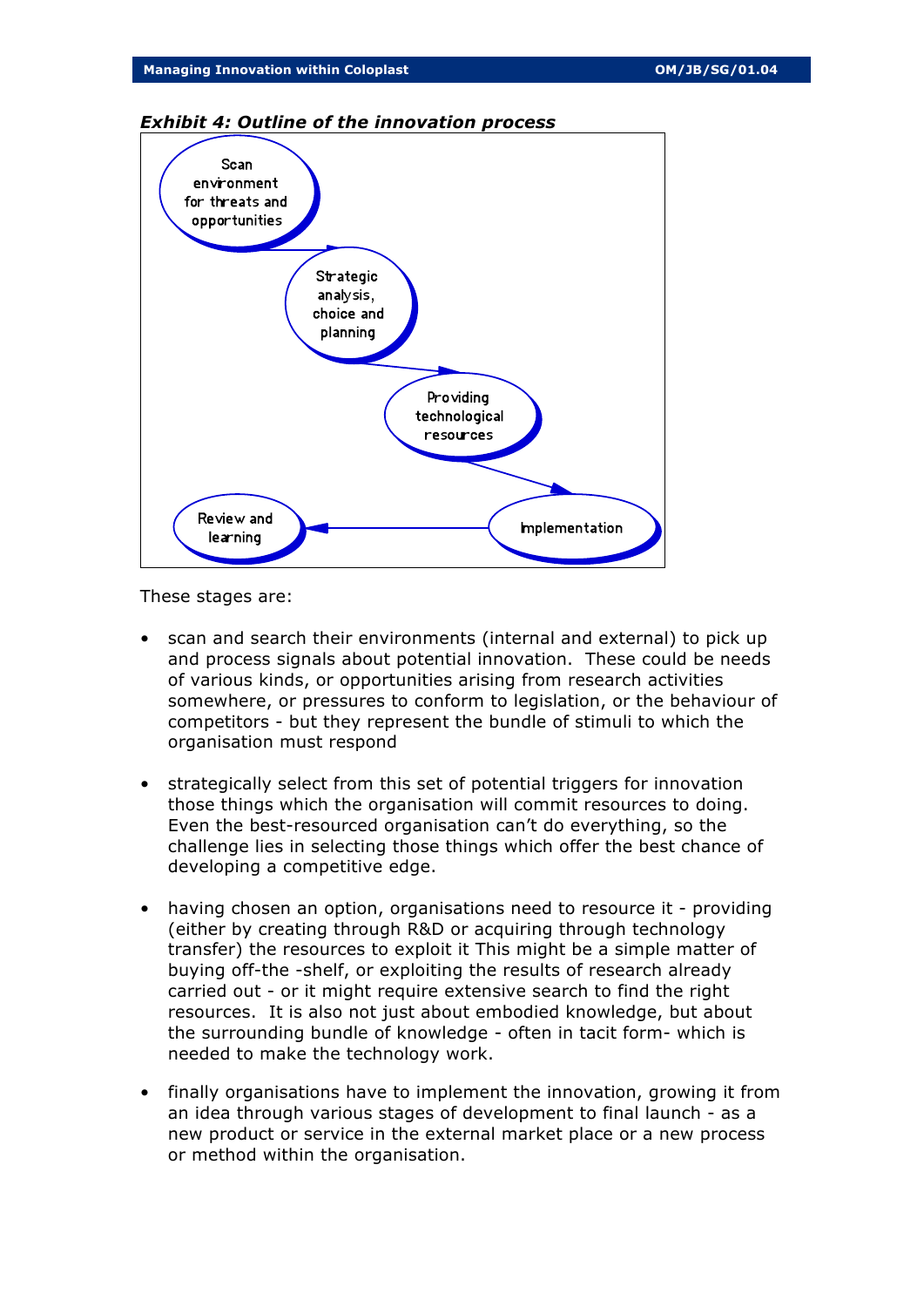***Exhibit 4: Outline of the innovation process***

Scan environment for threats and opportunities → Strategic analysis, choice and planning → Providing technological resources → Implementation → Review and learning

These stages are:

- scan and search their environments (internal and external) to pick up and process signals about potential innovation. These could be needs of various kinds, or opportunities arising from research activities somewhere, or pressures to conform to legislation, or the behaviour of competitors - but they represent the bundle of stimuli to which the organisation must respond

- strategically select from this set of potential triggers for innovation those things which the organisation will commit resources to doing. Even the best-resourced organisation can't do everything, so the challenge lies in selecting those things which offer the best chance of developing a competitive edge.

- having chosen an option, organisations need to resource it - providing (either by creating through R&D or acquiring through technology transfer) the resources to exploit it This might be a simple matter of buying off-the -shelf, or exploiting the results of research already carried out - or it might require extensive search to find the right resources. It is also not just about embodied knowledge, but about the surrounding bundle of knowledge - often in tacit form- which is needed to make the technology work.

- finally organisations have to implement the innovation, growing it from an idea through various stages of development to final launch - as a new product or service in the external market place or a new process or method within the organisation.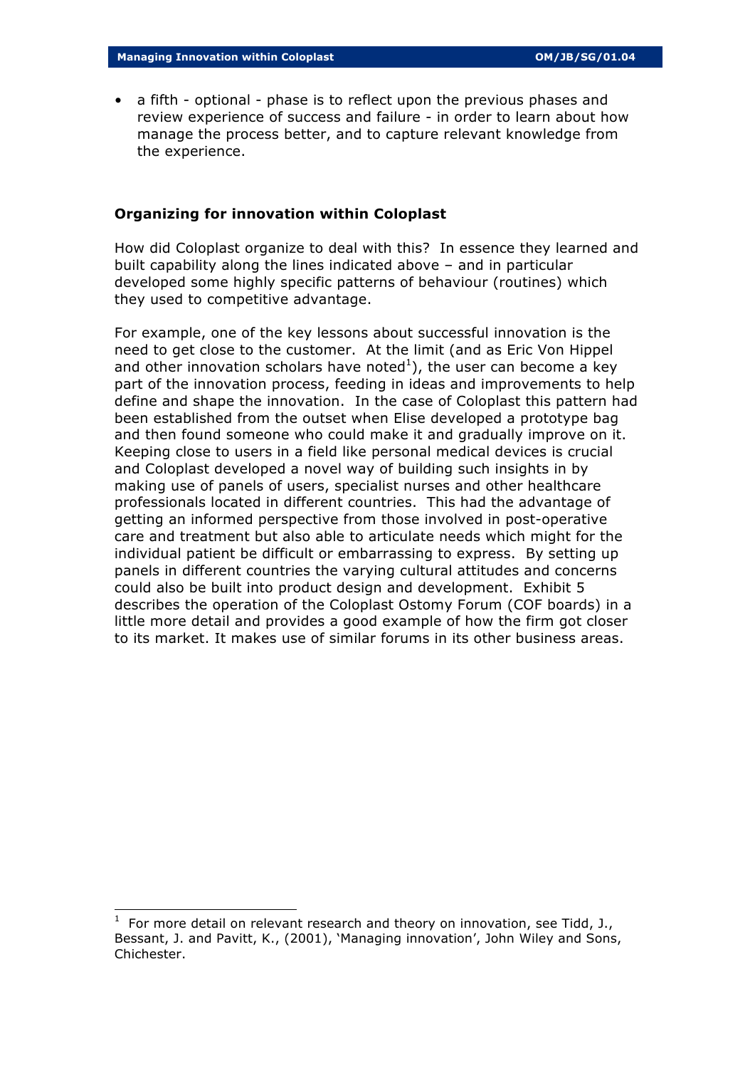- a fifth - optional - phase is to reflect upon the previous phases and review experience of success and failure - in order to learn about how manage the process better, and to capture relevant knowledge from the experience.

## Organizing for innovation within Coloplast

How did Coloplast organize to deal with this? In essence they learned and built capability along the lines indicated above – and in particular developed some highly specific patterns of behaviour (routines) which they used to competitive advantage.

For example, one of the key lessons about successful innovation is the need to get close to the customer. At the limit (and as Eric Von Hippel and other innovation scholars have noted[1]), the user can become a key part of the innovation process, feeding in ideas and improvements to help define and shape the innovation. In the case of Coloplast this pattern had been established from the outset when Elise developed a prototype bag and then found someone who could make it and gradually improve on it. Keeping close to users in a field like personal medical devices is crucial and Coloplast developed a novel way of building such insights in by making use of panels of users, specialist nurses and other healthcare professionals located in different countries. This had the advantage of getting an informed perspective from those involved in post-operative care and treatment but also able to articulate needs which might for the individual patient be difficult or embarrassing to express. By setting up panels in different countries the varying cultural attitudes and concerns could also be built into product design and development. Exhibit 5 describes the operation of the Coloplast Ostomy Forum (COF boards) in a little more detail and provides a good example of how the firm got closer to its market. It makes use of similar forums in its other business areas.

---

[1] For more detail on relevant research and theory on innovation, see Tidd, J., Bessant, J. and Pavitt, K., (2001), 'Managing innovation', John Wiley and Sons, Chichester.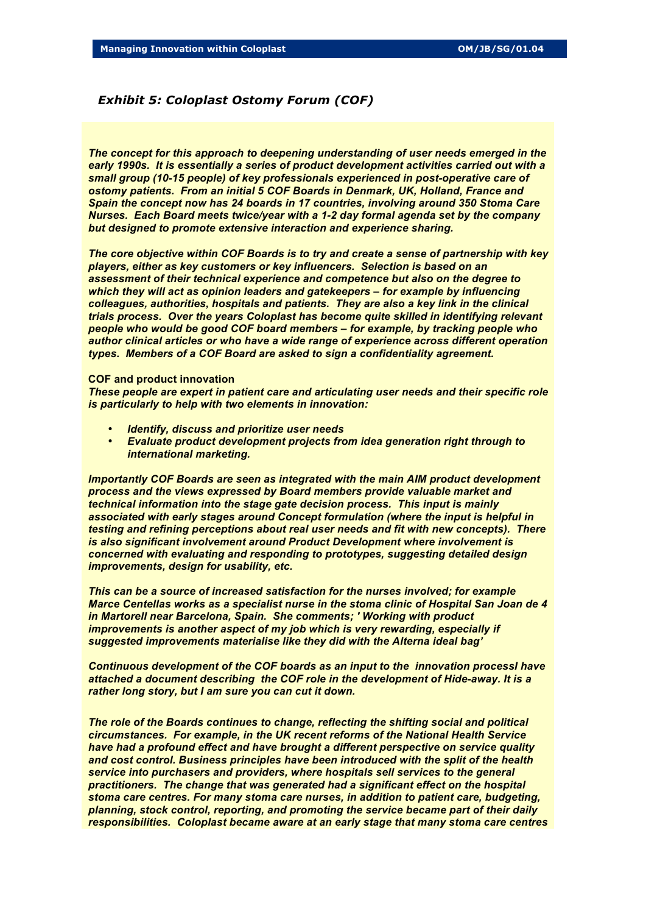## *Exhibit 5: Coloplast Ostomy Forum (COF)*

***The concept for this approach to deepening understanding of user needs emerged in the early 1990s. It is essentially a series of product development activities carried out with a small group (10-15 people) of key professionals experienced in post-operative care of ostomy patients. From an initial 5 COF Boards in Denmark, UK, Holland, France and Spain the concept now has 24 boards in 17 countries, involving around 350 Stoma Care Nurses. Each Board meets twice/year with a 1-2 day formal agenda set by the company but designed to promote extensive interaction and experience sharing.***

***The core objective within COF Boards is to try and create a sense of partnership with key players, either as key customers or key influencers. Selection is based on an assessment of their technical experience and competence but also on the degree to which they will act as opinion leaders and gatekeepers – for example by influencing colleagues, authorities, hospitals and patients. They are also a key link in the clinical trials process. Over the years Coloplast has become quite skilled in identifying relevant people who would be good COF board members – for example, by tracking people who author clinical articles or who have a wide range of experience across different operation types. Members of a COF Board are asked to sign a confidentiality agreement.***

**COF and product innovation**
***These people are expert in patient care and articulating user needs and their specific role is particularly to help with two elements in innovation:***

- ***Identify, discuss and prioritize user needs***
- ***Evaluate product development projects from idea generation right through to international marketing.***

***Importantly COF Boards are seen as integrated with the main AIM product development process and the views expressed by Board members provide valuable market and technical information into the stage gate decision process. This input is mainly associated with early stages around Concept formulation (where the input is helpful in testing and refining perceptions about real user needs and fit with new concepts). There is also significant involvement around Product Development where involvement is concerned with evaluating and responding to prototypes, suggesting detailed design improvements, design for usability, etc.***

***This can be a source of increased satisfaction for the nurses involved; for example Marce Centellas works as a specialist nurse in the stoma clinic of Hospital San Joan de 4 in Martorell near Barcelona, Spain. She comments; ' Working with product improvements is another aspect of my job which is very rewarding, especially if suggested improvements materialise like they did with the Alterna ideal bag'***

***Continuous development of the COF boards as an input to the innovation processI have attached a document describing the COF role in the development of Hide-away. It is a rather long story, but I am sure you can cut it down.***

***The role of the Boards continues to change, reflecting the shifting social and political circumstances. For example, in the UK recent reforms of the National Health Service have had a profound effect and have brought a different perspective on service quality and cost control. Business principles have been introduced with the split of the health service into purchasers and providers, where hospitals sell services to the general practitioners. The change that was generated had a significant effect on the hospital stoma care centres. For many stoma care nurses, in addition to patient care, budgeting, planning, stock control, reporting, and promoting the service became part of their daily responsibilities. Coloplast became aware at an early stage that many stoma care centres***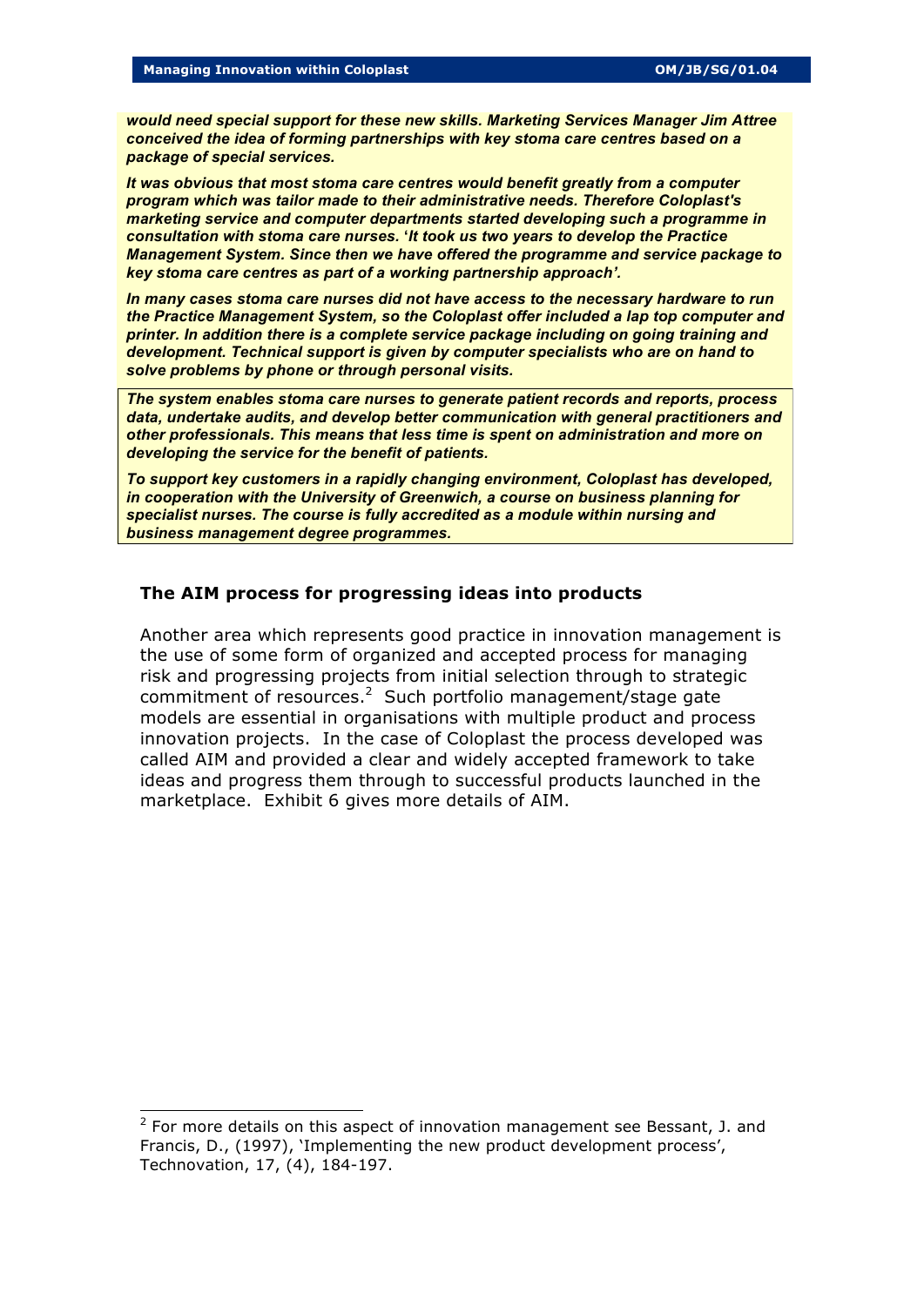***would need special support for these new skills. Marketing Services Manager Jim Attree conceived the idea of forming partnerships with key stoma care centres based on a package of special services.***

***It was obvious that most stoma care centres would benefit greatly from a computer program which was tailor made to their administrative needs. Therefore Coloplast's marketing service and computer departments started developing such a programme in consultation with stoma care nurses. 'It took us two years to develop the Practice Management System. Since then we have offered the programme and service package to key stoma care centres as part of a working partnership approach'.***

***In many cases stoma care nurses did not have access to the necessary hardware to run the Practice Management System, so the Coloplast offer included a lap top computer and printer. In addition there is a complete service package including on going training and development. Technical support is given by computer specialists who are on hand to solve problems by phone or through personal visits.***

***The system enables stoma care nurses to generate patient records and reports, process data, undertake audits, and develop better communication with general practitioners and other professionals. This means that less time is spent on administration and more on developing the service for the benefit of patients.***

***To support key customers in a rapidly changing environment, Coloplast has developed, in cooperation with the University of Greenwich, a course on business planning for specialist nurses. The course is fully accredited as a module within nursing and business management degree programmes.***

### The AIM process for progressing ideas into products

Another area which represents good practice in innovation management is the use of some form of organized and accepted process for managing risk and progressing projects from initial selection through to strategic commitment of resources.[2] Such portfolio management/stage gate models are essential in organisations with multiple product and process innovation projects. In the case of Coloplast the process developed was called AIM and provided a clear and widely accepted framework to take ideas and progress them through to successful products launched in the marketplace. Exhibit 6 gives more details of AIM.

---

[2] For more details on this aspect of innovation management see Bessant, J. and Francis, D., (1997), 'Implementing the new product development process', Technovation, 17, (4), 184-197.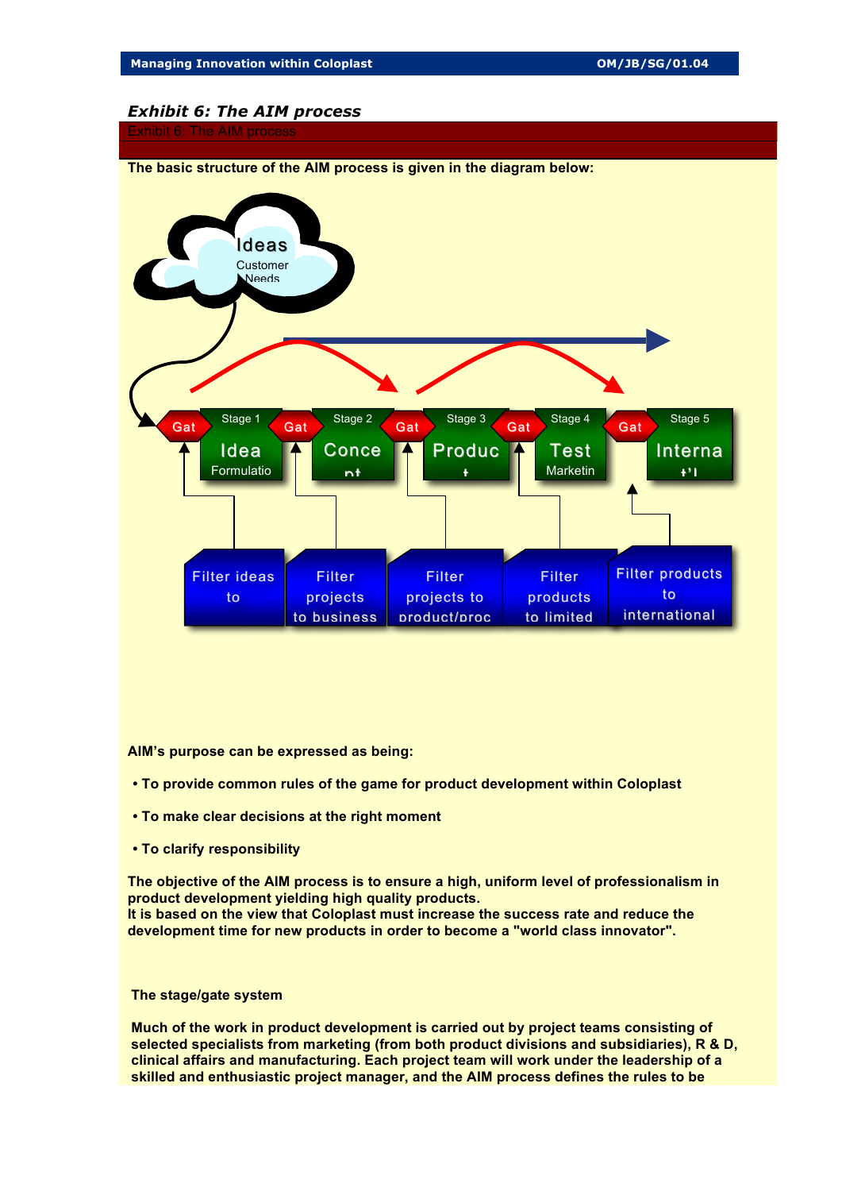### *Exhibit 6: The AIM process*

Exhibit 6: The AIM process

**The basic structure of the AIM process is given in the diagram below:**

Ideas
Customer Needs

Gat | Stage 1 Idea Formulatio | Gat | Stage 2 Conce nt | Gat | Stage 3 Produc t | Gat | Stage 4 Test Marketin | Gat | Stage 5 Interna t'l

Filter ideas to | Filter projects to business | Filter projects to product/proc | Filter products to limited | Filter products to international

**AIM's purpose can be expressed as being:**

- **To provide common rules of the game for product development within Coloplast**
- **To make clear decisions at the right moment**
- **To clarify responsibility**

**The objective of the AIM process is to ensure a high, uniform level of professionalism in product development yielding high quality products.**
**It is based on the view that Coloplast must increase the success rate and reduce the development time for new products in order to become a "world class innovator".**

**The stage/gate system**

**Much of the work in product development is carried out by project teams consisting of selected specialists from marketing (from both product divisions and subsidiaries), R & D, clinical affairs and manufacturing. Each project team will work under the leadership of a skilled and enthusiastic project manager, and the AIM process defines the rules to be**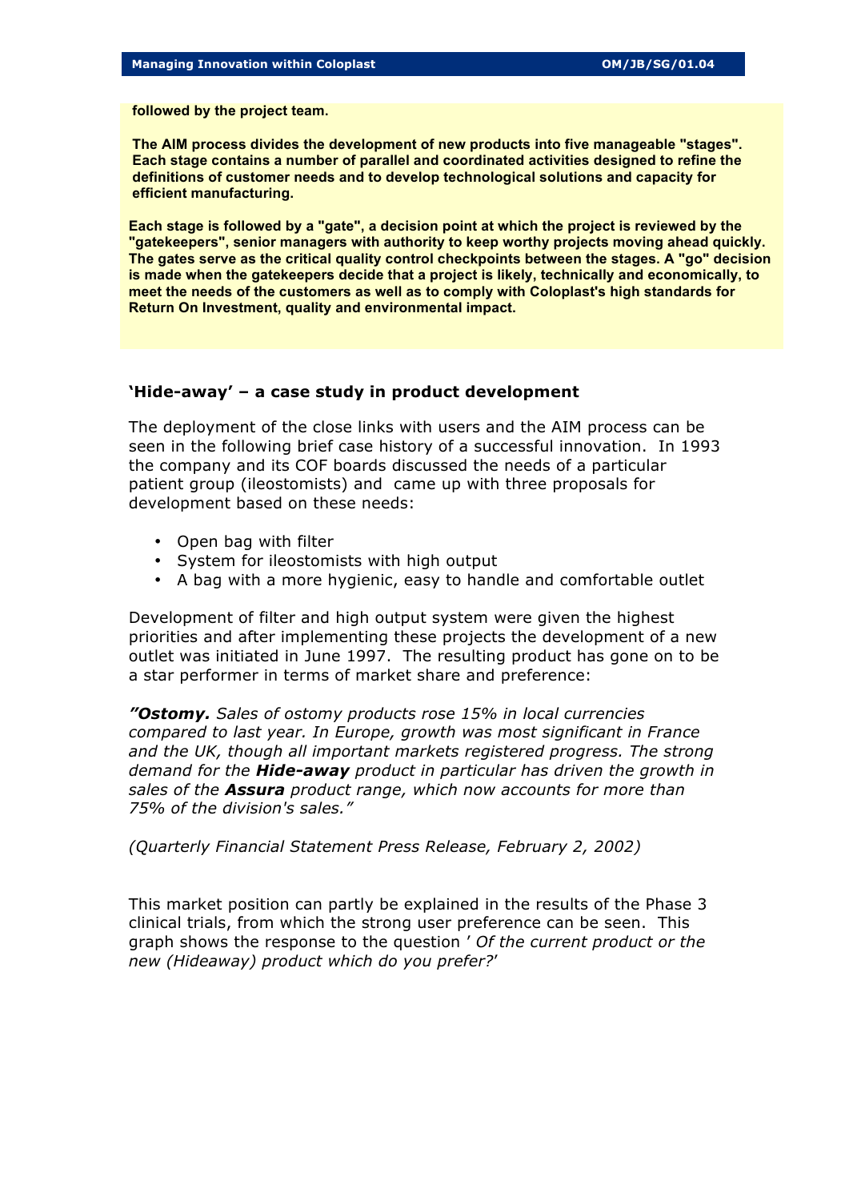**followed by the project team.**

**The AIM process divides the development of new products into five manageable "stages". Each stage contains a number of parallel and coordinated activities designed to refine the definitions of customer needs and to develop technological solutions and capacity for efficient manufacturing.**

**Each stage is followed by a "gate", a decision point at which the project is reviewed by the "gatekeepers", senior managers with authority to keep worthy projects moving ahead quickly. The gates serve as the critical quality control checkpoints between the stages. A "go" decision is made when the gatekeepers decide that a project is likely, technically and economically, to meet the needs of the customers as well as to comply with Coloplast's high standards for Return On Investment, quality and environmental impact.**

### 'Hide-away' – a case study in product development

The deployment of the close links with users and the AIM process can be seen in the following brief case history of a successful innovation. In 1993 the company and its COF boards discussed the needs of a particular patient group (ileostomists) and came up with three proposals for development based on these needs:

- Open bag with filter
- System for ileostomists with high output
- A bag with a more hygienic, easy to handle and comfortable outlet

Development of filter and high output system were given the highest priorities and after implementing these projects the development of a new outlet was initiated in June 1997. The resulting product has gone on to be a star performer in terms of market share and preference:

*"**Ostomy.** Sales of ostomy products rose 15% in local currencies compared to last year. In Europe, growth was most significant in France and the UK, though all important markets registered progress. The strong demand for the **Hide-away** product in particular has driven the growth in sales of the **Assura** product range, which now accounts for more than 75% of the division's sales."*

*(Quarterly Financial Statement Press Release, February 2, 2002)*

This market position can partly be explained in the results of the Phase 3 clinical trials, from which the strong user preference can be seen. This graph shows the response to the question ' *Of the current product or the new (Hideaway) product which do you prefer?*'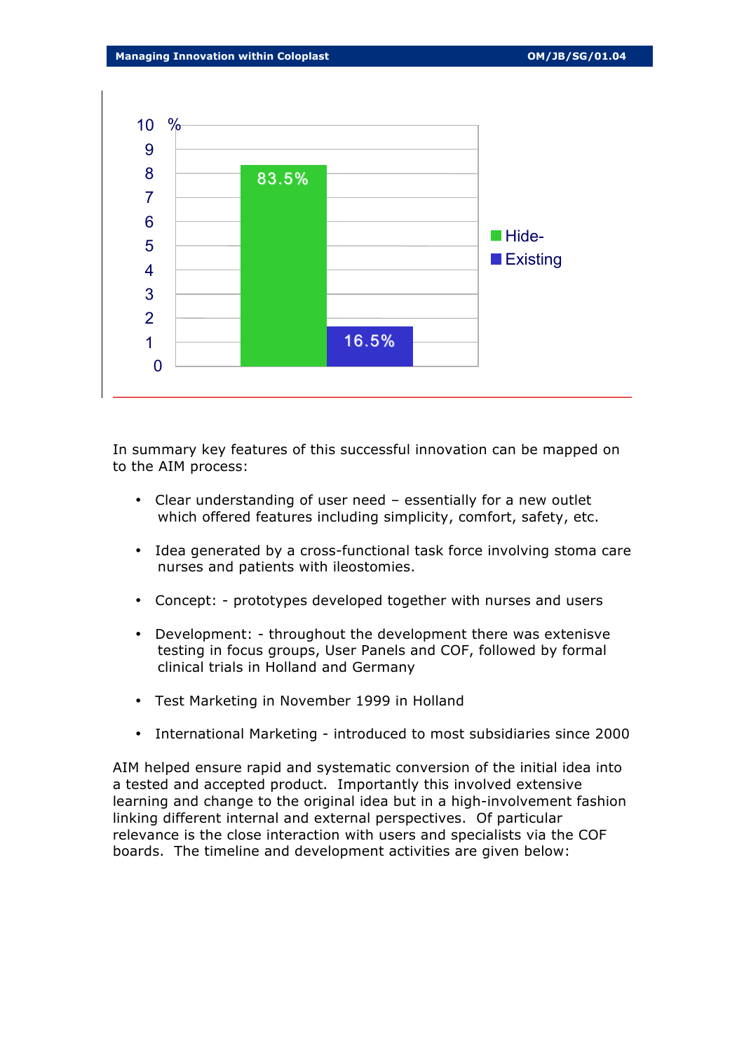| | Hide- | Existing |
|---|---|---|
| % | 83.5% | 16.5% |

In summary key features of this successful innovation can be mapped on to the AIM process:

- Clear understanding of user need – essentially for a new outlet which offered features including simplicity, comfort, safety, etc.
- Idea generated by a cross-functional task force involving stoma care nurses and patients with ileostomies.
- Concept: - prototypes developed together with nurses and users
- Development: - throughout the development there was extenisve testing in focus groups, User Panels and COF, followed by formal clinical trials in Holland and Germany
- Test Marketing in November 1999 in Holland
- International Marketing - introduced to most subsidiaries since 2000

AIM helped ensure rapid and systematic conversion of the initial idea into a tested and accepted product. Importantly this involved extensive learning and change to the original idea but in a high-involvement fashion linking different internal and external perspectives. Of particular relevance is the close interaction with users and specialists via the COF boards. The timeline and development activities are given below: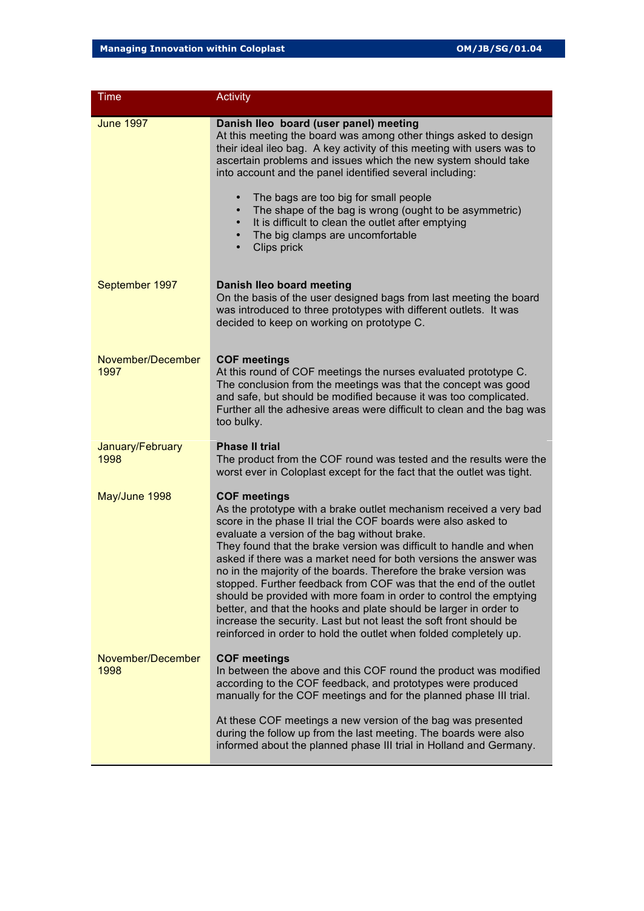| Time | Activity |
|---|---|
| June 1997 | **Danish Ileo board (user panel) meeting**<br>At this meeting the board was among other things asked to design their ideal ileo bag. A key activity of this meeting with users was to ascertain problems and issues which the new system should take into account and the panel identified several including:<br>• The bags are too big for small people<br>• The shape of the bag is wrong (ought to be asymmetric)<br>• It is difficult to clean the outlet after emptying<br>• The big clamps are uncomfortable<br>• Clips prick |
| September 1997 | **Danish Ileo board meeting**<br>On the basis of the user designed bags from last meeting the board was introduced to three prototypes with different outlets. It was decided to keep on working on prototype C. |
| November/December 1997 | **COF meetings**<br>At this round of COF meetings the nurses evaluated prototype C. The conclusion from the meetings was that the concept was good and safe, but should be modified because it was too complicated. Further all the adhesive areas were difficult to clean and the bag was too bulky. |
| January/February 1998 | **Phase II trial**<br>The product from the COF round was tested and the results were the worst ever in Coloplast except for the fact that the outlet was tight. |
| May/June 1998 | **COF meetings**<br>As the prototype with a brake outlet mechanism received a very bad score in the phase II trial the COF boards were also asked to evaluate a version of the bag without brake.<br>They found that the brake version was difficult to handle and when asked if there was a market need for both versions the answer was no in the majority of the boards. Therefore the brake version was stopped. Further feedback from COF was that the end of the outlet should be provided with more foam in order to control the emptying better, and that the hooks and plate should be larger in order to increase the security. Last but not least the soft front should be reinforced in order to hold the outlet when folded completely up. |
| November/December 1998 | **COF meetings**<br>In between the above and this COF round the product was modified according to the COF feedback, and prototypes were produced manually for the COF meetings and for the planned phase III trial.<br><br>At these COF meetings a new version of the bag was presented during the follow up from the last meeting. The boards were also informed about the planned phase III trial in Holland and Germany. |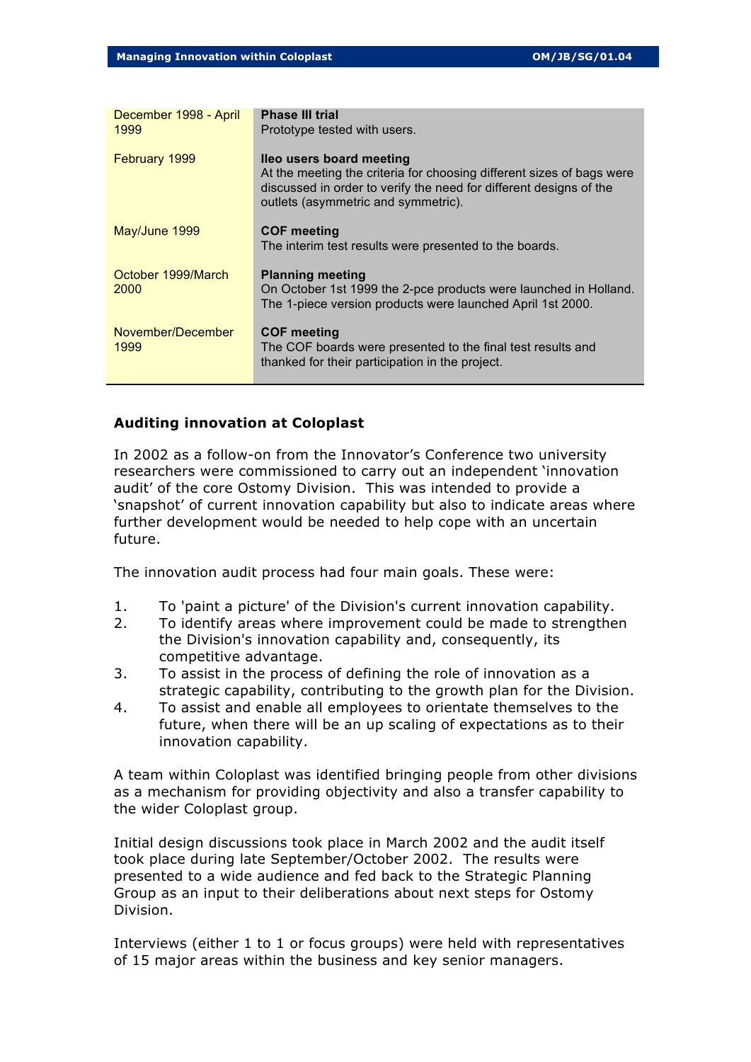| | |
|---|---|
| December 1998 - April 1999 | **Phase III trial**<br>Prototype tested with users. |
| February 1999 | **Ileo users board meeting**<br>At the meeting the criteria for choosing different sizes of bags were discussed in order to verify the need for different designs of the outlets (asymmetric and symmetric). |
| May/June 1999 | **COF meeting**<br>The interim test results were presented to the boards. |
| October 1999/March 2000 | **Planning meeting**<br>On October 1st 1999 the 2-pce products were launched in Holland. The 1-piece version products were launched April 1st 2000. |
| November/December 1999 | **COF meeting**<br>The COF boards were presented to the final test results and thanked for their participation in the project. |

### Auditing innovation at Coloplast

In 2002 as a follow-on from the Innovator's Conference two university researchers were commissioned to carry out an independent 'innovation audit' of the core Ostomy Division. This was intended to provide a 'snapshot' of current innovation capability but also to indicate areas where further development would be needed to help cope with an uncertain future.

The innovation audit process had four main goals. These were:

1. To 'paint a picture' of the Division's current innovation capability.
2. To identify areas where improvement could be made to strengthen the Division's innovation capability and, consequently, its competitive advantage.
3. To assist in the process of defining the role of innovation as a strategic capability, contributing to the growth plan for the Division.
4. To assist and enable all employees to orientate themselves to the future, when there will be an up scaling of expectations as to their innovation capability.

A team within Coloplast was identified bringing people from other divisions as a mechanism for providing objectivity and also a transfer capability to the wider Coloplast group.

Initial design discussions took place in March 2002 and the audit itself took place during late September/October 2002. The results were presented to a wide audience and fed back to the Strategic Planning Group as an input to their deliberations about next steps for Ostomy Division.

Interviews (either 1 to 1 or focus groups) were held with representatives of 15 major areas within the business and key senior managers.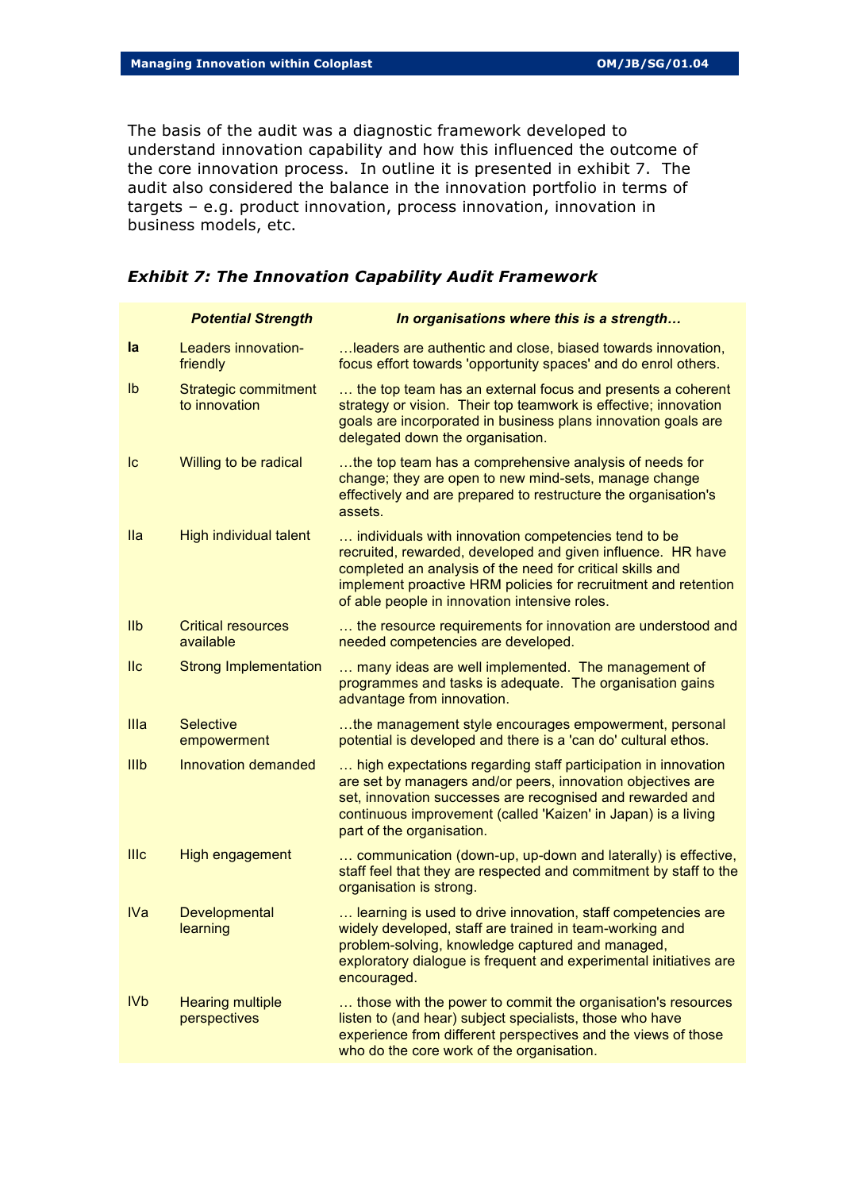The basis of the audit was a diagnostic framework developed to understand innovation capability and how this influenced the outcome of the core innovation process. In outline it is presented in exhibit 7. The audit also considered the balance in the innovation portfolio in terms of targets – e.g. product innovation, process innovation, innovation in business models, etc.

### *Exhibit 7: The Innovation Capability Audit Framework*

| | ***Potential Strength*** | ***In organisations where this is a strength…*** |
|---|---|---|
| **Ia** | Leaders innovation-friendly | …leaders are authentic and close, biased towards innovation, focus effort towards 'opportunity spaces' and do enrol others. |
| Ib | Strategic commitment to innovation | … the top team has an external focus and presents a coherent strategy or vision. Their top teamwork is effective; innovation goals are incorporated in business plans innovation goals are delegated down the organisation. |
| Ic | Willing to be radical | …the top team has a comprehensive analysis of needs for change; they are open to new mind-sets, manage change effectively and are prepared to restructure the organisation's assets. |
| IIa | High individual talent | … individuals with innovation competencies tend to be recruited, rewarded, developed and given influence. HR have completed an analysis of the need for critical skills and implement proactive HRM policies for recruitment and retention of able people in innovation intensive roles. |
| IIb | Critical resources available | … the resource requirements for innovation are understood and needed competencies are developed. |
| IIc | Strong Implementation | … many ideas are well implemented. The management of programmes and tasks is adequate. The organisation gains advantage from innovation. |
| IIIa | Selective empowerment | …the management style encourages empowerment, personal potential is developed and there is a 'can do' cultural ethos. |
| IIIb | Innovation demanded | … high expectations regarding staff participation in innovation are set by managers and/or peers, innovation objectives are set, innovation successes are recognised and rewarded and continuous improvement (called 'Kaizen' in Japan) is a living part of the organisation. |
| IIIc | High engagement | … communication (down-up, up-down and laterally) is effective, staff feel that they are respected and commitment by staff to the organisation is strong. |
| IVa | Developmental learning | … learning is used to drive innovation, staff competencies are widely developed, staff are trained in team-working and problem-solving, knowledge captured and managed, exploratory dialogue is frequent and experimental initiatives are encouraged. |
| IVb | Hearing multiple perspectives | … those with the power to commit the organisation's resources listen to (and hear) subject specialists, those who have experience from different perspectives and the views of those who do the core work of the organisation. |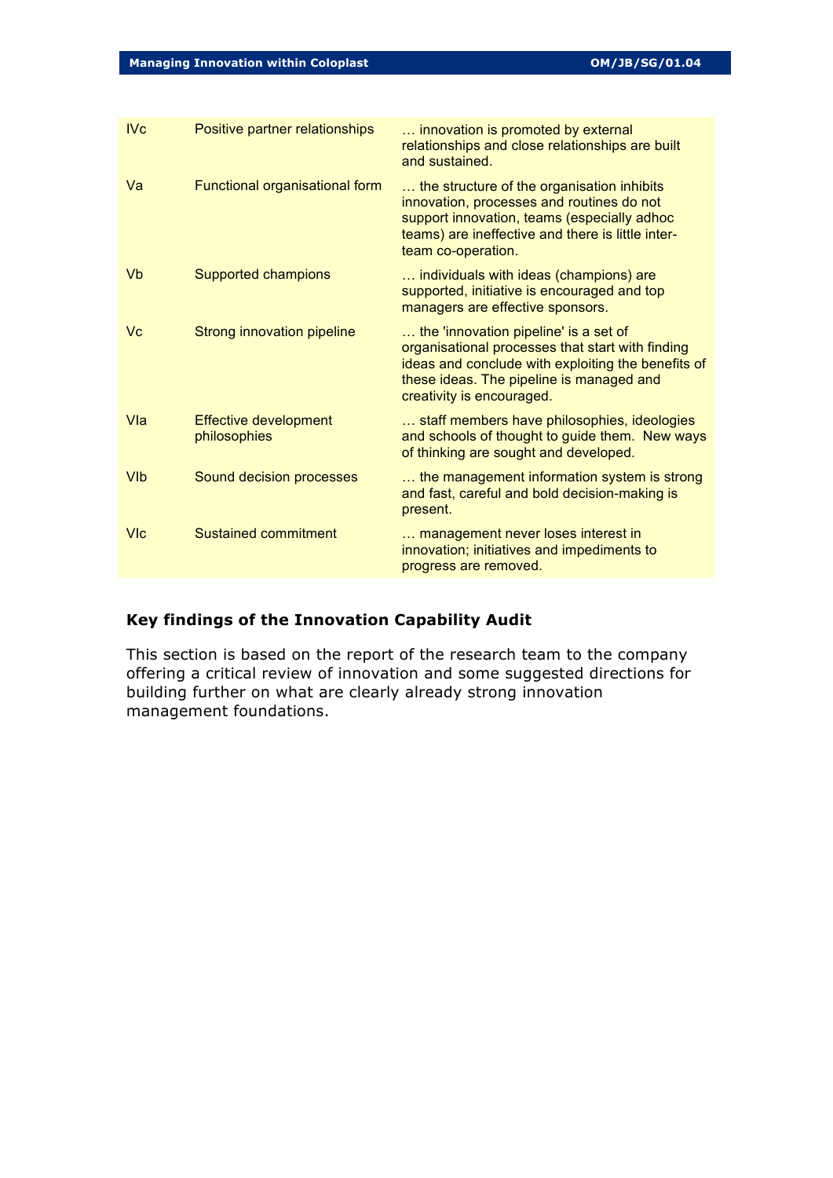| | | |
|---|---|---|
| IVc | Positive partner relationships | … innovation is promoted by external relationships and close relationships are built and sustained. |
| Va | Functional organisational form | … the structure of the organisation inhibits innovation, processes and routines do not support innovation, teams (especially adhoc teams) are ineffective and there is little inter-team co-operation. |
| Vb | Supported champions | … individuals with ideas (champions) are supported, initiative is encouraged and top managers are effective sponsors. |
| Vc | Strong innovation pipeline | … the 'innovation pipeline' is a set of organisational processes that start with finding ideas and conclude with exploiting the benefits of these ideas. The pipeline is managed and creativity is encouraged. |
| VIa | Effective development philosophies | … staff members have philosophies, ideologies and schools of thought to guide them. New ways of thinking are sought and developed. |
| VIb | Sound decision processes | … the management information system is strong and fast, careful and bold decision-making is present. |
| VIc | Sustained commitment | … management never loses interest in innovation; initiatives and impediments to progress are removed. |

### Key findings of the Innovation Capability Audit

This section is based on the report of the research team to the company offering a critical review of innovation and some suggested directions for building further on what are clearly already strong innovation management foundations.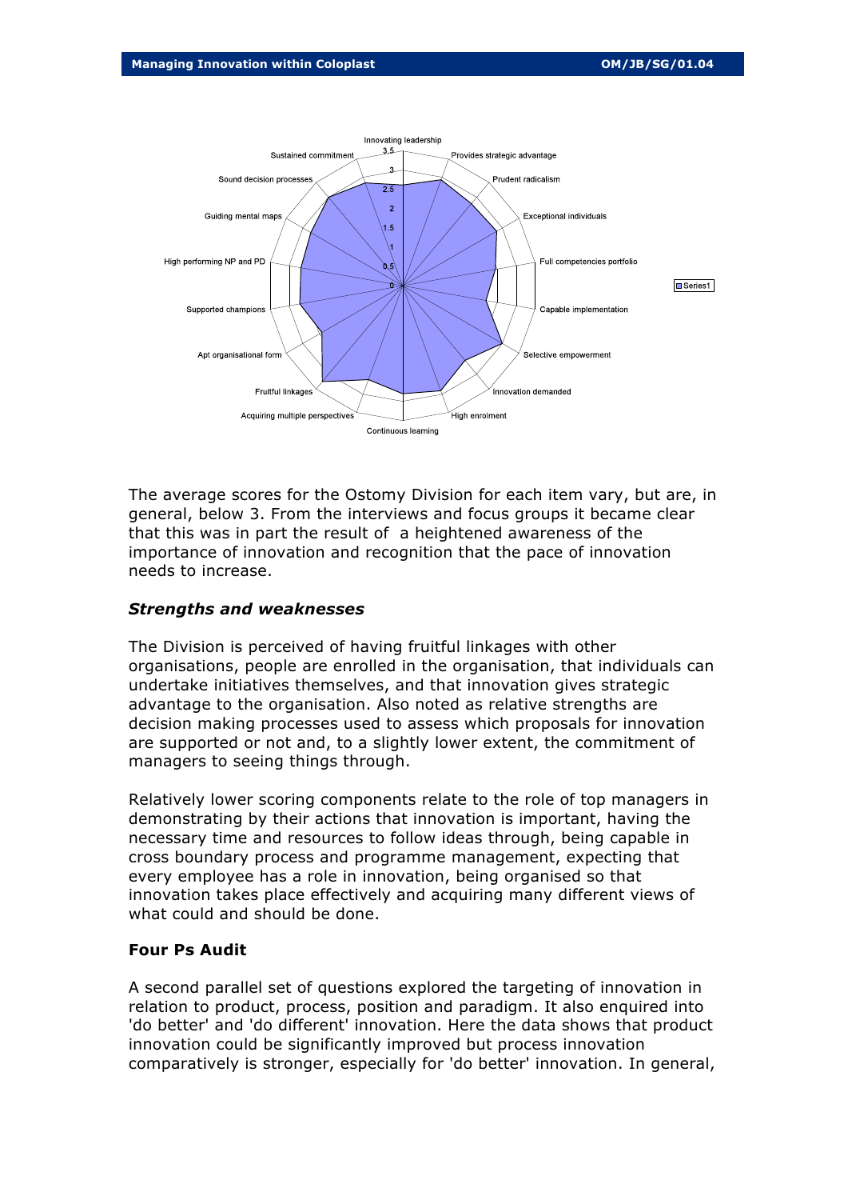The average scores for the Ostomy Division for each item vary, but are, in general, below 3. From the interviews and focus groups it became clear that this was in part the result of a heightened awareness of the importance of innovation and recognition that the pace of innovation needs to increase.

### *Strengths and weaknesses*

The Division is perceived of having fruitful linkages with other organisations, people are enrolled in the organisation, that individuals can undertake initiatives themselves, and that innovation gives strategic advantage to the organisation. Also noted as relative strengths are decision making processes used to assess which proposals for innovation are supported or not and, to a slightly lower extent, the commitment of managers to seeing things through.

Relatively lower scoring components relate to the role of top managers in demonstrating by their actions that innovation is important, having the necessary time and resources to follow ideas through, being capable in cross boundary process and programme management, expecting that every employee has a role in innovation, being organised so that innovation takes place effectively and acquiring many different views of what could and should be done.

### **Four Ps Audit**

A second parallel set of questions explored the targeting of innovation in relation to product, process, position and paradigm. It also enquired into 'do better' and 'do different' innovation. Here the data shows that product innovation could be significantly improved but process innovation comparatively is stronger, especially for 'do better' innovation. In general,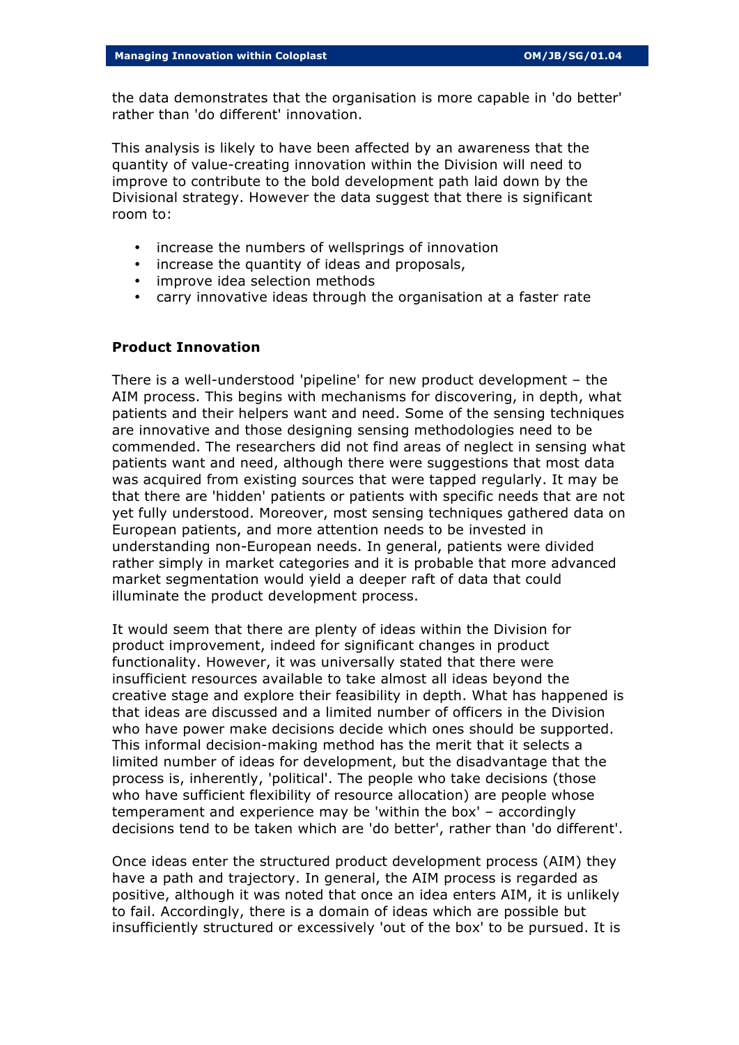the data demonstrates that the organisation is more capable in 'do better' rather than 'do different' innovation.

This analysis is likely to have been affected by an awareness that the quantity of value-creating innovation within the Division will need to improve to contribute to the bold development path laid down by the Divisional strategy. However the data suggest that there is significant room to:

- increase the numbers of wellsprings of innovation
- increase the quantity of ideas and proposals,
- improve idea selection methods
- carry innovative ideas through the organisation at a faster rate

**Product Innovation**

There is a well-understood 'pipeline' for new product development – the AIM process. This begins with mechanisms for discovering, in depth, what patients and their helpers want and need. Some of the sensing techniques are innovative and those designing sensing methodologies need to be commended. The researchers did not find areas of neglect in sensing what patients want and need, although there were suggestions that most data was acquired from existing sources that were tapped regularly. It may be that there are 'hidden' patients or patients with specific needs that are not yet fully understood. Moreover, most sensing techniques gathered data on European patients, and more attention needs to be invested in understanding non-European needs. In general, patients were divided rather simply in market categories and it is probable that more advanced market segmentation would yield a deeper raft of data that could illuminate the product development process.

It would seem that there are plenty of ideas within the Division for product improvement, indeed for significant changes in product functionality. However, it was universally stated that there were insufficient resources available to take almost all ideas beyond the creative stage and explore their feasibility in depth. What has happened is that ideas are discussed and a limited number of officers in the Division who have power make decisions decide which ones should be supported. This informal decision-making method has the merit that it selects a limited number of ideas for development, but the disadvantage that the process is, inherently, 'political'. The people who take decisions (those who have sufficient flexibility of resource allocation) are people whose temperament and experience may be 'within the box' – accordingly decisions tend to be taken which are 'do better', rather than 'do different'.

Once ideas enter the structured product development process (AIM) they have a path and trajectory. In general, the AIM process is regarded as positive, although it was noted that once an idea enters AIM, it is unlikely to fail. Accordingly, there is a domain of ideas which are possible but insufficiently structured or excessively 'out of the box' to be pursued. It is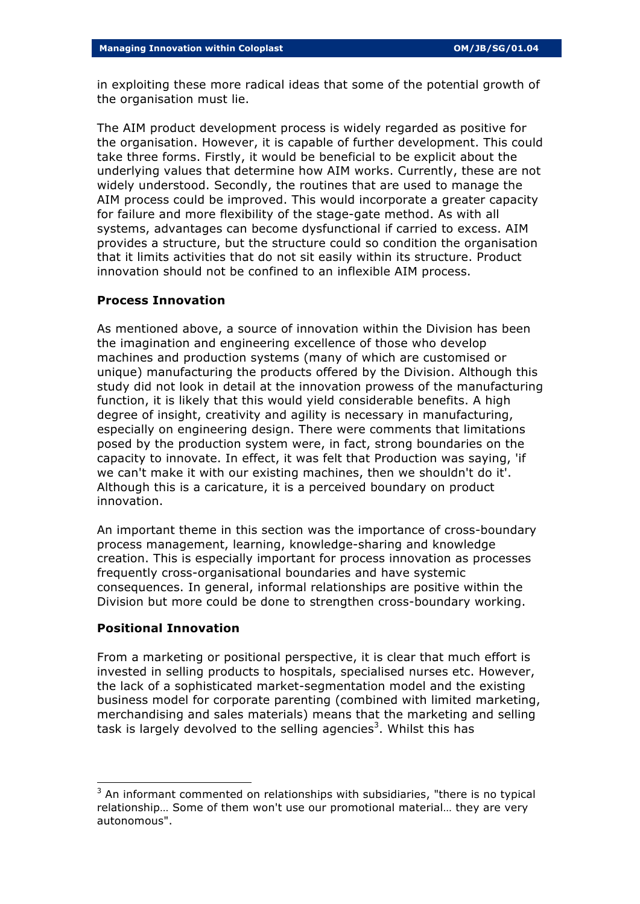in exploiting these more radical ideas that some of the potential growth of the organisation must lie.

The AIM product development process is widely regarded as positive for the organisation. However, it is capable of further development. This could take three forms. Firstly, it would be beneficial to be explicit about the underlying values that determine how AIM works. Currently, these are not widely understood. Secondly, the routines that are used to manage the AIM process could be improved. This would incorporate a greater capacity for failure and more flexibility of the stage-gate method. As with all systems, advantages can become dysfunctional if carried to excess. AIM provides a structure, but the structure could so condition the organisation that it limits activities that do not sit easily within its structure. Product innovation should not be confined to an inflexible AIM process.

**Process Innovation**

As mentioned above, a source of innovation within the Division has been the imagination and engineering excellence of those who develop machines and production systems (many of which are customised or unique) manufacturing the products offered by the Division. Although this study did not look in detail at the innovation prowess of the manufacturing function, it is likely that this would yield considerable benefits. A high degree of insight, creativity and agility is necessary in manufacturing, especially on engineering design. There were comments that limitations posed by the production system were, in fact, strong boundaries on the capacity to innovate. In effect, it was felt that Production was saying, 'if we can't make it with our existing machines, then we shouldn't do it'. Although this is a caricature, it is a perceived boundary on product innovation.

An important theme in this section was the importance of cross-boundary process management, learning, knowledge-sharing and knowledge creation. This is especially important for process innovation as processes frequently cross-organisational boundaries and have systemic consequences. In general, informal relationships are positive within the Division but more could be done to strengthen cross-boundary working.

**Positional Innovation**

From a marketing or positional perspective, it is clear that much effort is invested in selling products to hospitals, specialised nurses etc. However, the lack of a sophisticated market-segmentation model and the existing business model for corporate parenting (combined with limited marketing, merchandising and sales materials) means that the marketing and selling task is largely devolved to the selling agencies[3]. Whilst this has

[3] An informant commented on relationships with subsidiaries, "there is no typical relationship… Some of them won't use our promotional material… they are very autonomous".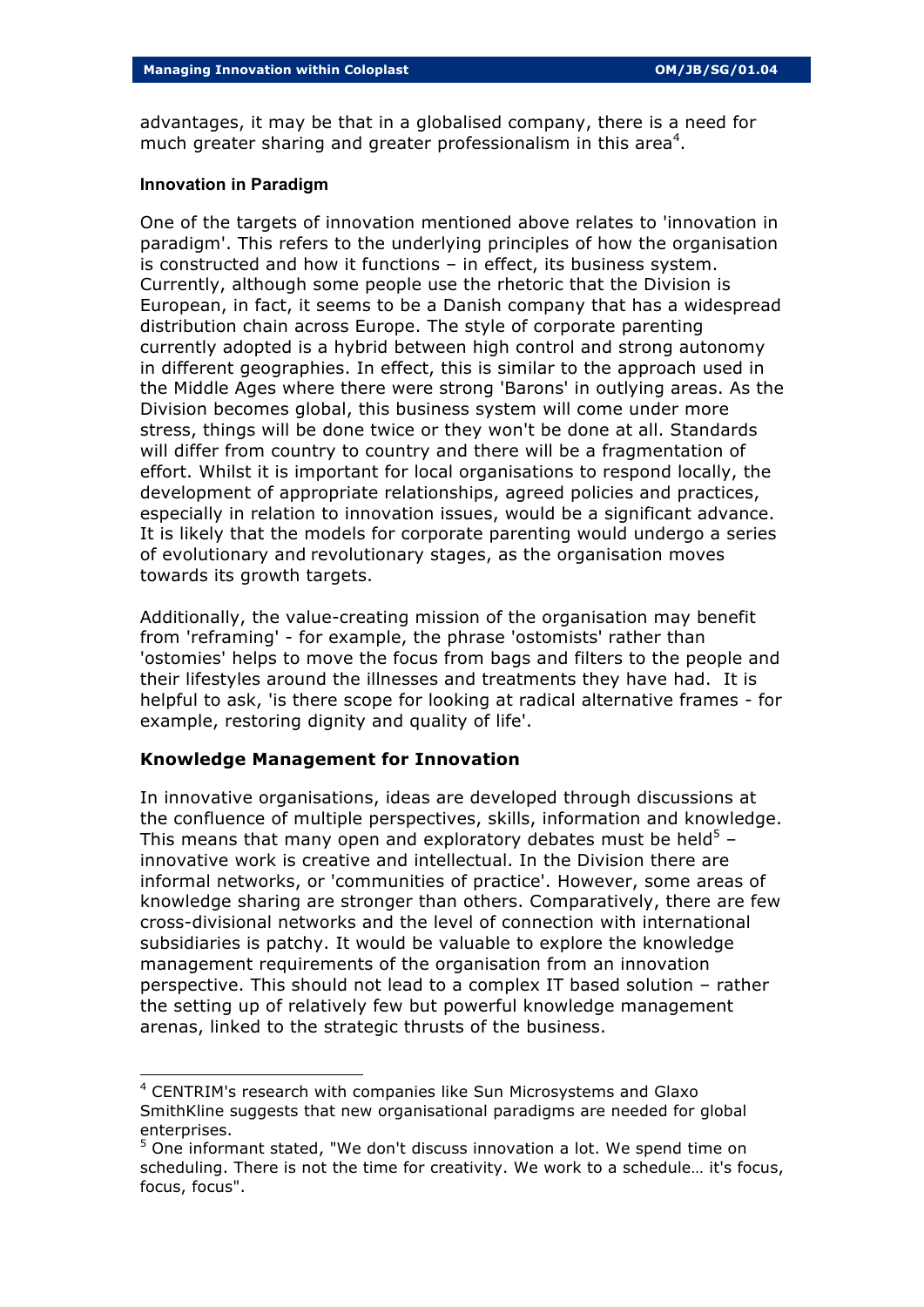advantages, it may be that in a globalised company, there is a need for much greater sharing and greater professionalism in this area[4].

**Innovation in Paradigm**

One of the targets of innovation mentioned above relates to 'innovation in paradigm'. This refers to the underlying principles of how the organisation is constructed and how it functions – in effect, its business system. Currently, although some people use the rhetoric that the Division is European, in fact, it seems to be a Danish company that has a widespread distribution chain across Europe. The style of corporate parenting currently adopted is a hybrid between high control and strong autonomy in different geographies. In effect, this is similar to the approach used in the Middle Ages where there were strong 'Barons' in outlying areas. As the Division becomes global, this business system will come under more stress, things will be done twice or they won't be done at all. Standards will differ from country to country and there will be a fragmentation of effort. Whilst it is important for local organisations to respond locally, the development of appropriate relationships, agreed policies and practices, especially in relation to innovation issues, would be a significant advance. It is likely that the models for corporate parenting would undergo a series of evolutionary and revolutionary stages, as the organisation moves towards its growth targets.

Additionally, the value-creating mission of the organisation may benefit from 'reframing' - for example, the phrase 'ostomists' rather than 'ostomies' helps to move the focus from bags and filters to the people and their lifestyles around the illnesses and treatments they have had. It is helpful to ask, 'is there scope for looking at radical alternative frames - for example, restoring dignity and quality of life'.

**Knowledge Management for Innovation**

In innovative organisations, ideas are developed through discussions at the confluence of multiple perspectives, skills, information and knowledge. This means that many open and exploratory debates must be held[5] – innovative work is creative and intellectual. In the Division there are informal networks, or 'communities of practice'. However, some areas of knowledge sharing are stronger than others. Comparatively, there are few cross-divisional networks and the level of connection with international subsidiaries is patchy. It would be valuable to explore the knowledge management requirements of the organisation from an innovation perspective. This should not lead to a complex IT based solution – rather the setting up of relatively few but powerful knowledge management arenas, linked to the strategic thrusts of the business.

---

[4] CENTRIM's research with companies like Sun Microsystems and Glaxo SmithKline suggests that new organisational paradigms are needed for global enterprises.

[5] One informant stated, "We don't discuss innovation a lot. We spend time on scheduling. There is not the time for creativity. We work to a schedule… it's focus, focus, focus".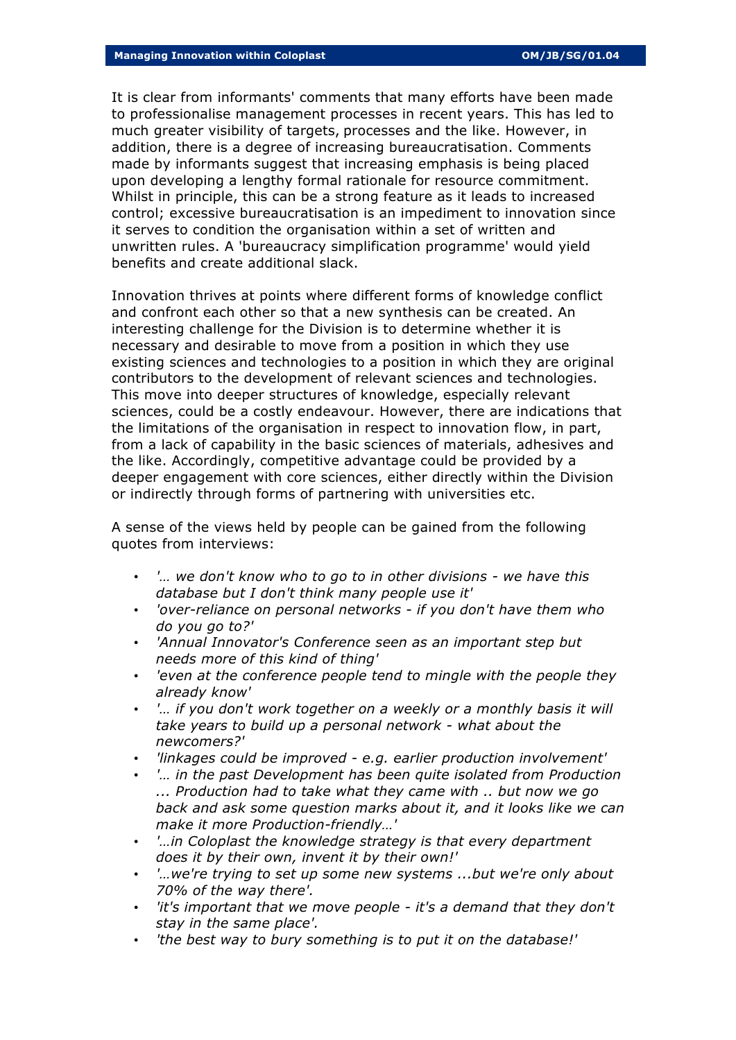It is clear from informants' comments that many efforts have been made to professionalise management processes in recent years. This has led to much greater visibility of targets, processes and the like. However, in addition, there is a degree of increasing bureaucratisation. Comments made by informants suggest that increasing emphasis is being placed upon developing a lengthy formal rationale for resource commitment. Whilst in principle, this can be a strong feature as it leads to increased control; excessive bureaucratisation is an impediment to innovation since it serves to condition the organisation within a set of written and unwritten rules. A 'bureaucracy simplification programme' would yield benefits and create additional slack.

Innovation thrives at points where different forms of knowledge conflict and confront each other so that a new synthesis can be created. An interesting challenge for the Division is to determine whether it is necessary and desirable to move from a position in which they use existing sciences and technologies to a position in which they are original contributors to the development of relevant sciences and technologies. This move into deeper structures of knowledge, especially relevant sciences, could be a costly endeavour. However, there are indications that the limitations of the organisation in respect to innovation flow, in part, from a lack of capability in the basic sciences of materials, adhesives and the like. Accordingly, competitive advantage could be provided by a deeper engagement with core sciences, either directly within the Division or indirectly through forms of partnering with universities etc.

A sense of the views held by people can be gained from the following quotes from interviews:

- *'… we don't know who to go to in other divisions - we have this database but I don't think many people use it'*
- *'over-reliance on personal networks - if you don't have them who do you go to?'*
- *'Annual Innovator's Conference seen as an important step but needs more of this kind of thing'*
- *'even at the conference people tend to mingle with the people they already know'*
- *'… if you don't work together on a weekly or a monthly basis it will take years to build up a personal network - what about the newcomers?'*
- *'linkages could be improved - e.g. earlier production involvement'*
- *'… in the past Development has been quite isolated from Production ... Production had to take what they came with .. but now we go back and ask some question marks about it, and it looks like we can make it more Production-friendly…'*
- *'…in Coloplast the knowledge strategy is that every department does it by their own, invent it by their own!'*
- *'…we're trying to set up some new systems ...but we're only about 70% of the way there'.*
- *'it's important that we move people - it's a demand that they don't stay in the same place'.*
- *'the best way to bury something is to put it on the database!'*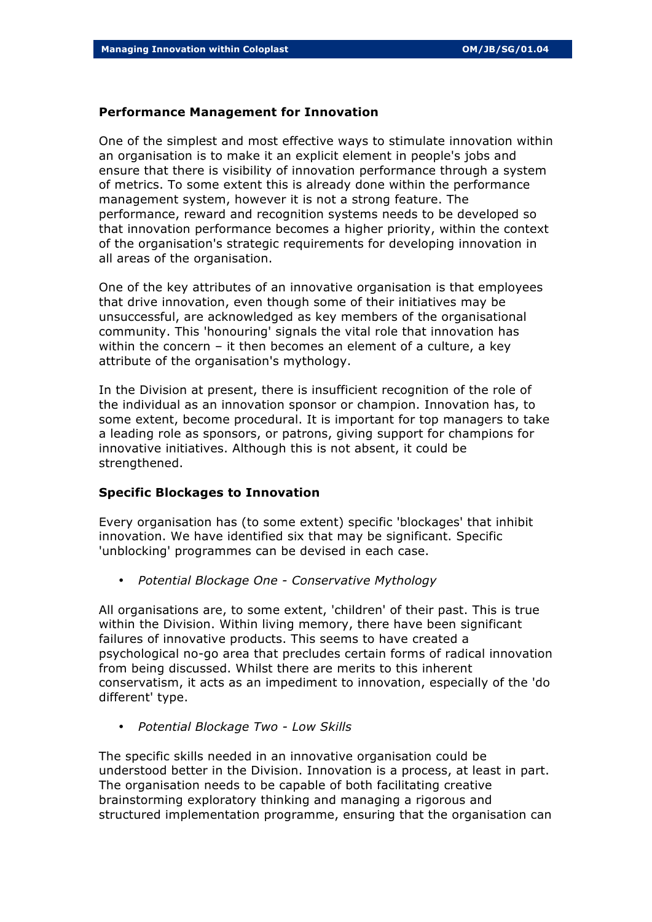## Performance Management for Innovation

One of the simplest and most effective ways to stimulate innovation within an organisation is to make it an explicit element in people's jobs and ensure that there is visibility of innovation performance through a system of metrics. To some extent this is already done within the performance management system, however it is not a strong feature. The performance, reward and recognition systems needs to be developed so that innovation performance becomes a higher priority, within the context of the organisation's strategic requirements for developing innovation in all areas of the organisation.

One of the key attributes of an innovative organisation is that employees that drive innovation, even though some of their initiatives may be unsuccessful, are acknowledged as key members of the organisational community. This 'honouring' signals the vital role that innovation has within the concern – it then becomes an element of a culture, a key attribute of the organisation's mythology.

In the Division at present, there is insufficient recognition of the role of the individual as an innovation sponsor or champion. Innovation has, to some extent, become procedural. It is important for top managers to take a leading role as sponsors, or patrons, giving support for champions for innovative initiatives. Although this is not absent, it could be strengthened.

## Specific Blockages to Innovation

Every organisation has (to some extent) specific 'blockages' that inhibit innovation. We have identified six that may be significant. Specific 'unblocking' programmes can be devised in each case.

- *Potential Blockage One - Conservative Mythology*

All organisations are, to some extent, 'children' of their past. This is true within the Division. Within living memory, there have been significant failures of innovative products. This seems to have created a psychological no-go area that precludes certain forms of radical innovation from being discussed. Whilst there are merits to this inherent conservatism, it acts as an impediment to innovation, especially of the 'do different' type.

- *Potential Blockage Two - Low Skills*

The specific skills needed in an innovative organisation could be understood better in the Division. Innovation is a process, at least in part. The organisation needs to be capable of both facilitating creative brainstorming exploratory thinking and managing a rigorous and structured implementation programme, ensuring that the organisation can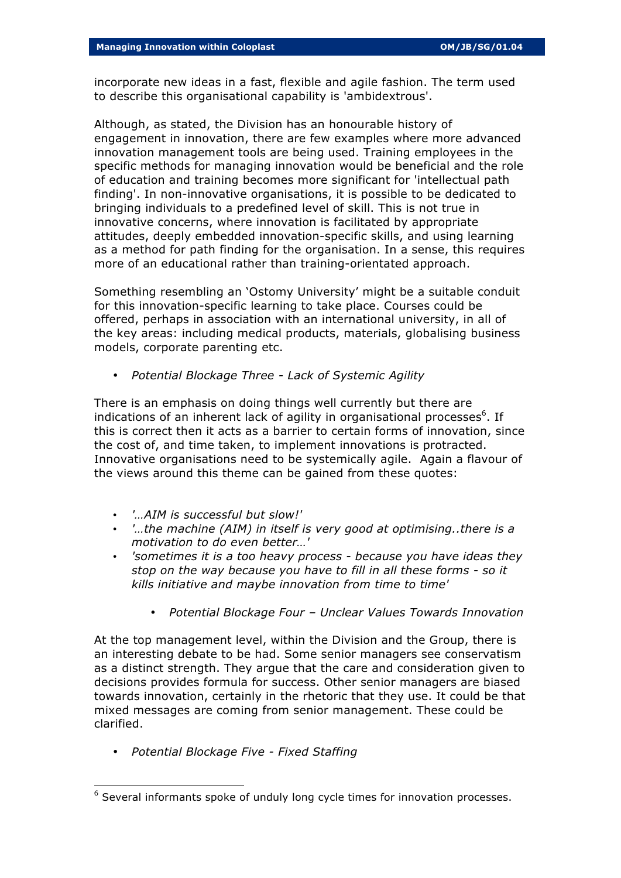incorporate new ideas in a fast, flexible and agile fashion. The term used to describe this organisational capability is 'ambidextrous'.

Although, as stated, the Division has an honourable history of engagement in innovation, there are few examples where more advanced innovation management tools are being used. Training employees in the specific methods for managing innovation would be beneficial and the role of education and training becomes more significant for 'intellectual path finding'. In non-innovative organisations, it is possible to be dedicated to bringing individuals to a predefined level of skill. This is not true in innovative concerns, where innovation is facilitated by appropriate attitudes, deeply embedded innovation-specific skills, and using learning as a method for path finding for the organisation. In a sense, this requires more of an educational rather than training-orientated approach.

Something resembling an 'Ostomy University' might be a suitable conduit for this innovation-specific learning to take place. Courses could be offered, perhaps in association with an international university, in all of the key areas: including medical products, materials, globalising business models, corporate parenting etc.

- *Potential Blockage Three - Lack of Systemic Agility*

There is an emphasis on doing things well currently but there are indications of an inherent lack of agility in organisational processes[6]. If this is correct then it acts as a barrier to certain forms of innovation, since the cost of, and time taken, to implement innovations is protracted. Innovative organisations need to be systemically agile. Again a flavour of the views around this theme can be gained from these quotes:

- *'…AIM is successful but slow!'*
- *'…the machine (AIM) in itself is very good at optimising..there is a motivation to do even better…'*
- *'sometimes it is a too heavy process - because you have ideas they stop on the way because you have to fill in all these forms - so it kills initiative and maybe innovation from time to time'*

- *Potential Blockage Four – Unclear Values Towards Innovation*

At the top management level, within the Division and the Group, there is an interesting debate to be had. Some senior managers see conservatism as a distinct strength. They argue that the care and consideration given to decisions provides formula for success. Other senior managers are biased towards innovation, certainly in the rhetoric that they use. It could be that mixed messages are coming from senior management. These could be clarified.

- *Potential Blockage Five - Fixed Staffing*

[6] Several informants spoke of unduly long cycle times for innovation processes.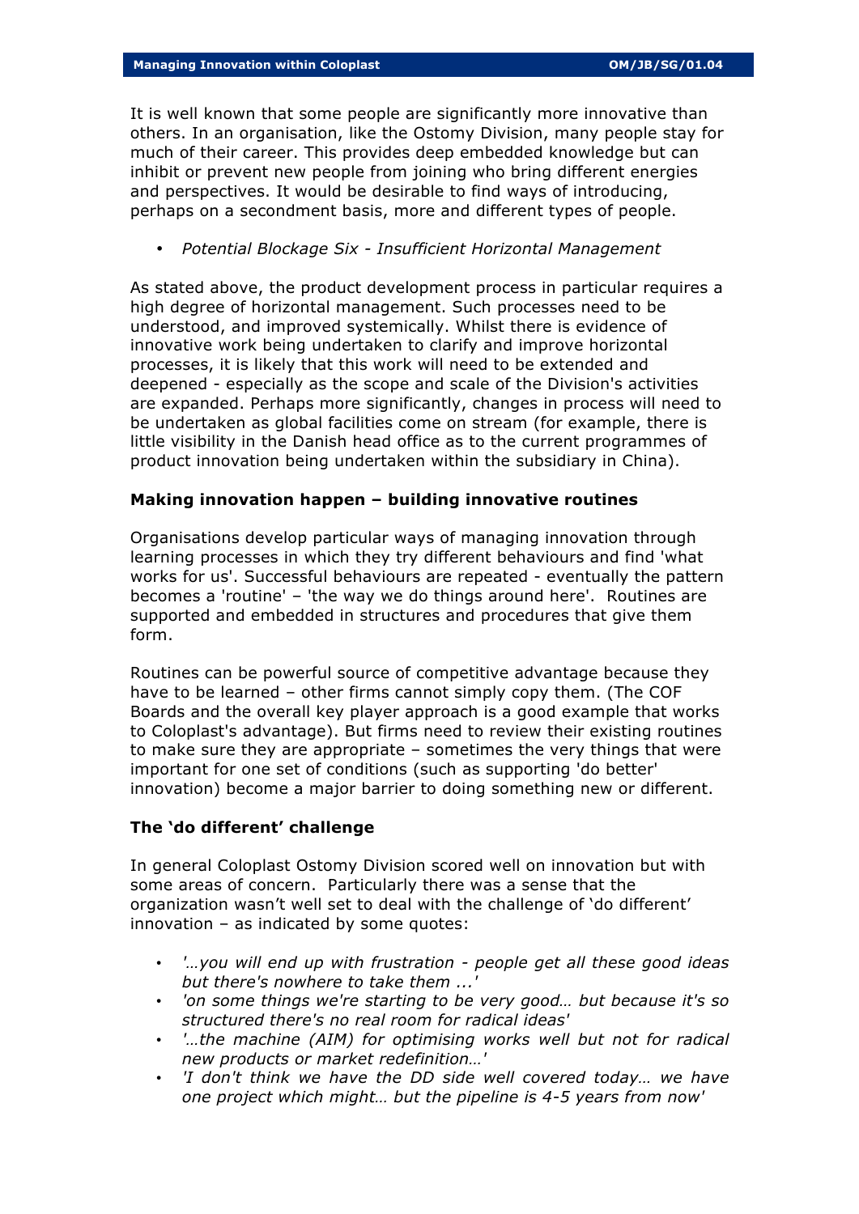It is well known that some people are significantly more innovative than others. In an organisation, like the Ostomy Division, many people stay for much of their career. This provides deep embedded knowledge but can inhibit or prevent new people from joining who bring different energies and perspectives. It would be desirable to find ways of introducing, perhaps on a secondment basis, more and different types of people.

- *Potential Blockage Six - Insufficient Horizontal Management*

As stated above, the product development process in particular requires a high degree of horizontal management. Such processes need to be understood, and improved systemically. Whilst there is evidence of innovative work being undertaken to clarify and improve horizontal processes, it is likely that this work will need to be extended and deepened - especially as the scope and scale of the Division's activities are expanded. Perhaps more significantly, changes in process will need to be undertaken as global facilities come on stream (for example, there is little visibility in the Danish head office as to the current programmes of product innovation being undertaken within the subsidiary in China).

**Making innovation happen – building innovative routines**

Organisations develop particular ways of managing innovation through learning processes in which they try different behaviours and find 'what works for us'. Successful behaviours are repeated - eventually the pattern becomes a 'routine' – 'the way we do things around here'. Routines are supported and embedded in structures and procedures that give them form.

Routines can be powerful source of competitive advantage because they have to be learned – other firms cannot simply copy them. (The COF Boards and the overall key player approach is a good example that works to Coloplast's advantage). But firms need to review their existing routines to make sure they are appropriate – sometimes the very things that were important for one set of conditions (such as supporting 'do better' innovation) become a major barrier to doing something new or different.

**The 'do different' challenge**

In general Coloplast Ostomy Division scored well on innovation but with some areas of concern. Particularly there was a sense that the organization wasn't well set to deal with the challenge of 'do different' innovation – as indicated by some quotes:

- *'…you will end up with frustration - people get all these good ideas but there's nowhere to take them ...'*
- *'on some things we're starting to be very good… but because it's so structured there's no real room for radical ideas'*
- *'…the machine (AIM) for optimising works well but not for radical new products or market redefinition…'*
- *'I don't think we have the DD side well covered today… we have one project which might… but the pipeline is 4-5 years from now'*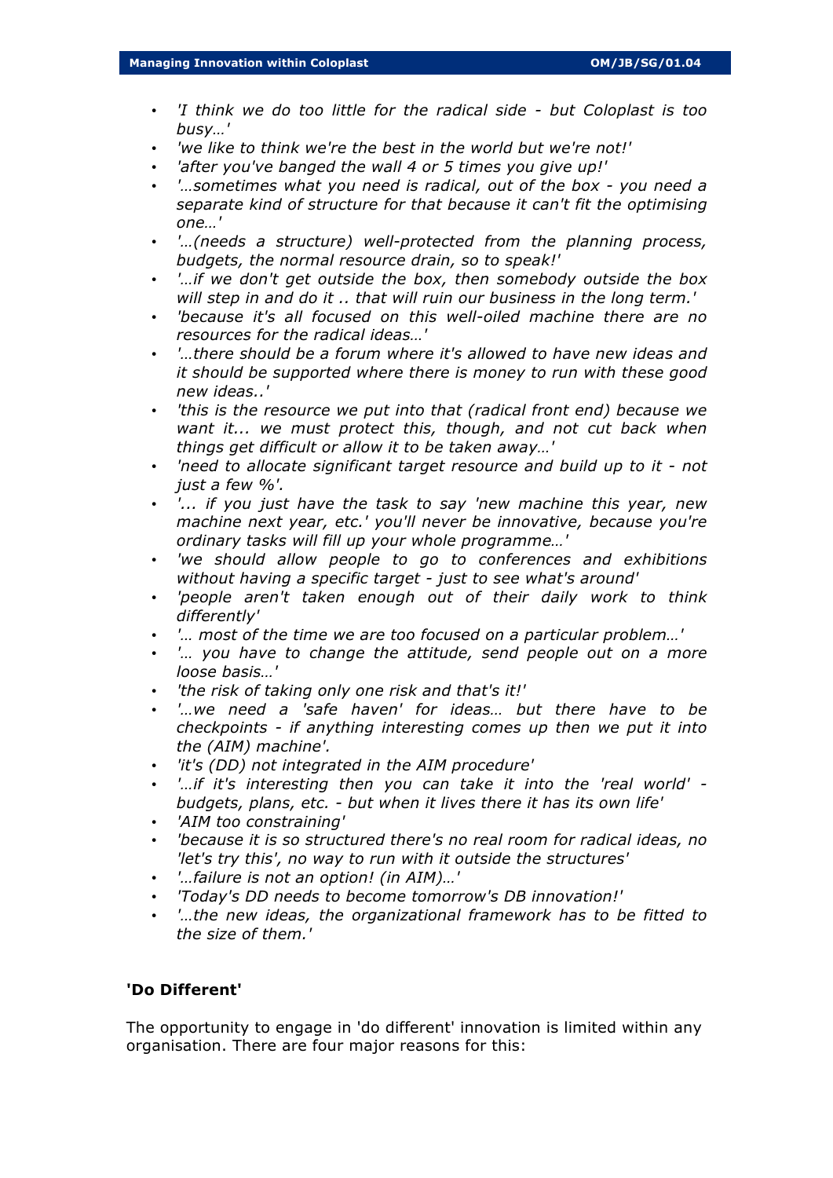- *'I think we do too little for the radical side - but Coloplast is too busy…'*
- *'we like to think we're the best in the world but we're not!'*
- *'after you've banged the wall 4 or 5 times you give up!'*
- *'…sometimes what you need is radical, out of the box - you need a separate kind of structure for that because it can't fit the optimising one…'*
- *'…(needs a structure) well-protected from the planning process, budgets, the normal resource drain, so to speak!'*
- *'…if we don't get outside the box, then somebody outside the box will step in and do it .. that will ruin our business in the long term.'*
- *'because it's all focused on this well-oiled machine there are no resources for the radical ideas…'*
- *'…there should be a forum where it's allowed to have new ideas and it should be supported where there is money to run with these good new ideas..'*
- *'this is the resource we put into that (radical front end) because we want it... we must protect this, though, and not cut back when things get difficult or allow it to be taken away…'*
- *'need to allocate significant target resource and build up to it - not just a few %'.*
- *'... if you just have the task to say 'new machine this year, new machine next year, etc.' you'll never be innovative, because you're ordinary tasks will fill up your whole programme…'*
- *'we should allow people to go to conferences and exhibitions without having a specific target - just to see what's around'*
- *'people aren't taken enough out of their daily work to think differently'*
- *'… most of the time we are too focused on a particular problem…'*
- *'… you have to change the attitude, send people out on a more loose basis…'*
- *'the risk of taking only one risk and that's it!'*
- *'…we need a 'safe haven' for ideas… but there have to be checkpoints - if anything interesting comes up then we put it into the (AIM) machine'.*
- *'it's (DD) not integrated in the AIM procedure'*
- *'…if it's interesting then you can take it into the 'real world' - budgets, plans, etc. - but when it lives there it has its own life'*
- *'AIM too constraining'*
- *'because it is so structured there's no real room for radical ideas, no 'let's try this', no way to run with it outside the structures'*
- *'…failure is not an option! (in AIM)…'*
- *'Today's DD needs to become tomorrow's DB innovation!'*
- *'…the new ideas, the organizational framework has to be fitted to the size of them.'*

## 'Do Different'

The opportunity to engage in 'do different' innovation is limited within any organisation. There are four major reasons for this: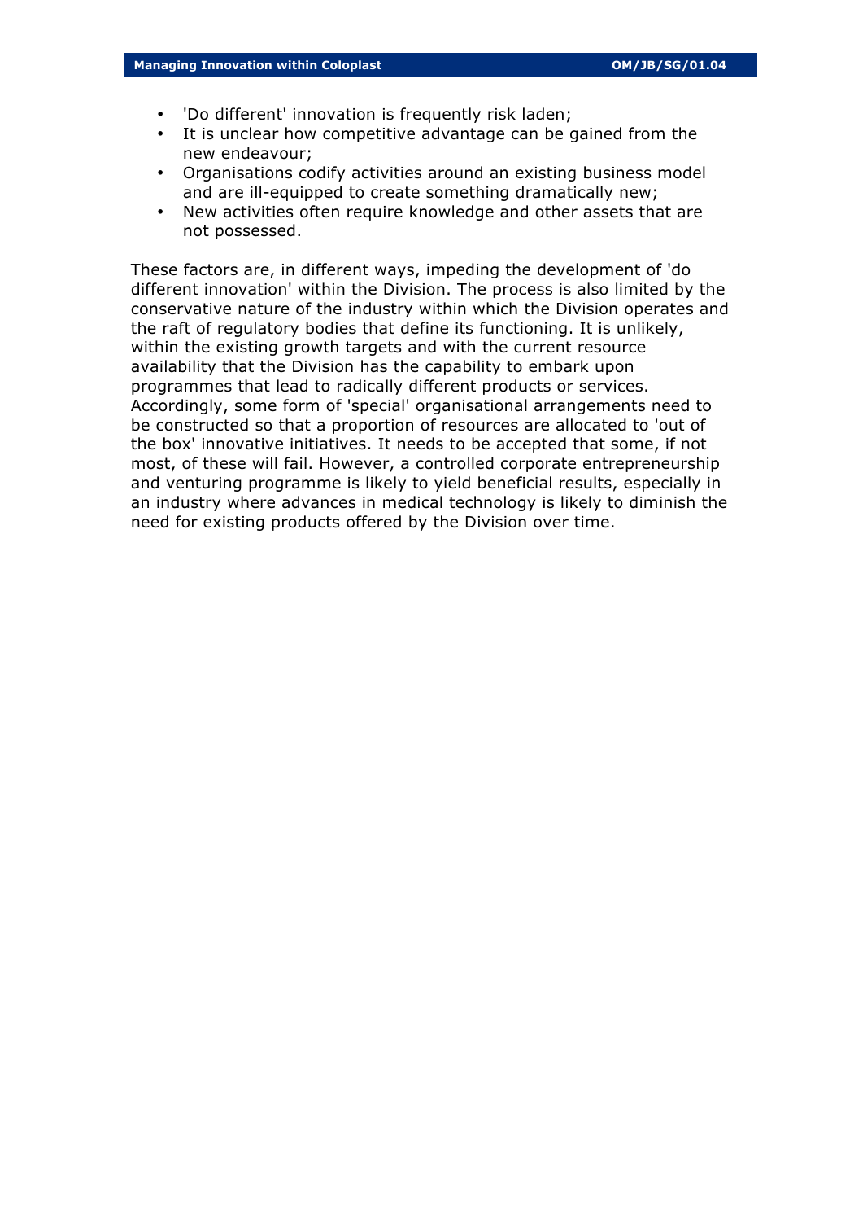- 'Do different' innovation is frequently risk laden;
- It is unclear how competitive advantage can be gained from the new endeavour;
- Organisations codify activities around an existing business model and are ill-equipped to create something dramatically new;
- New activities often require knowledge and other assets that are not possessed.

These factors are, in different ways, impeding the development of 'do different innovation' within the Division. The process is also limited by the conservative nature of the industry within which the Division operates and the raft of regulatory bodies that define its functioning. It is unlikely, within the existing growth targets and with the current resource availability that the Division has the capability to embark upon programmes that lead to radically different products or services. Accordingly, some form of 'special' organisational arrangements need to be constructed so that a proportion of resources are allocated to 'out of the box' innovative initiatives. It needs to be accepted that some, if not most, of these will fail. However, a controlled corporate entrepreneurship and venturing programme is likely to yield beneficial results, especially in an industry where advances in medical technology is likely to diminish the need for existing products offered by the Division over time.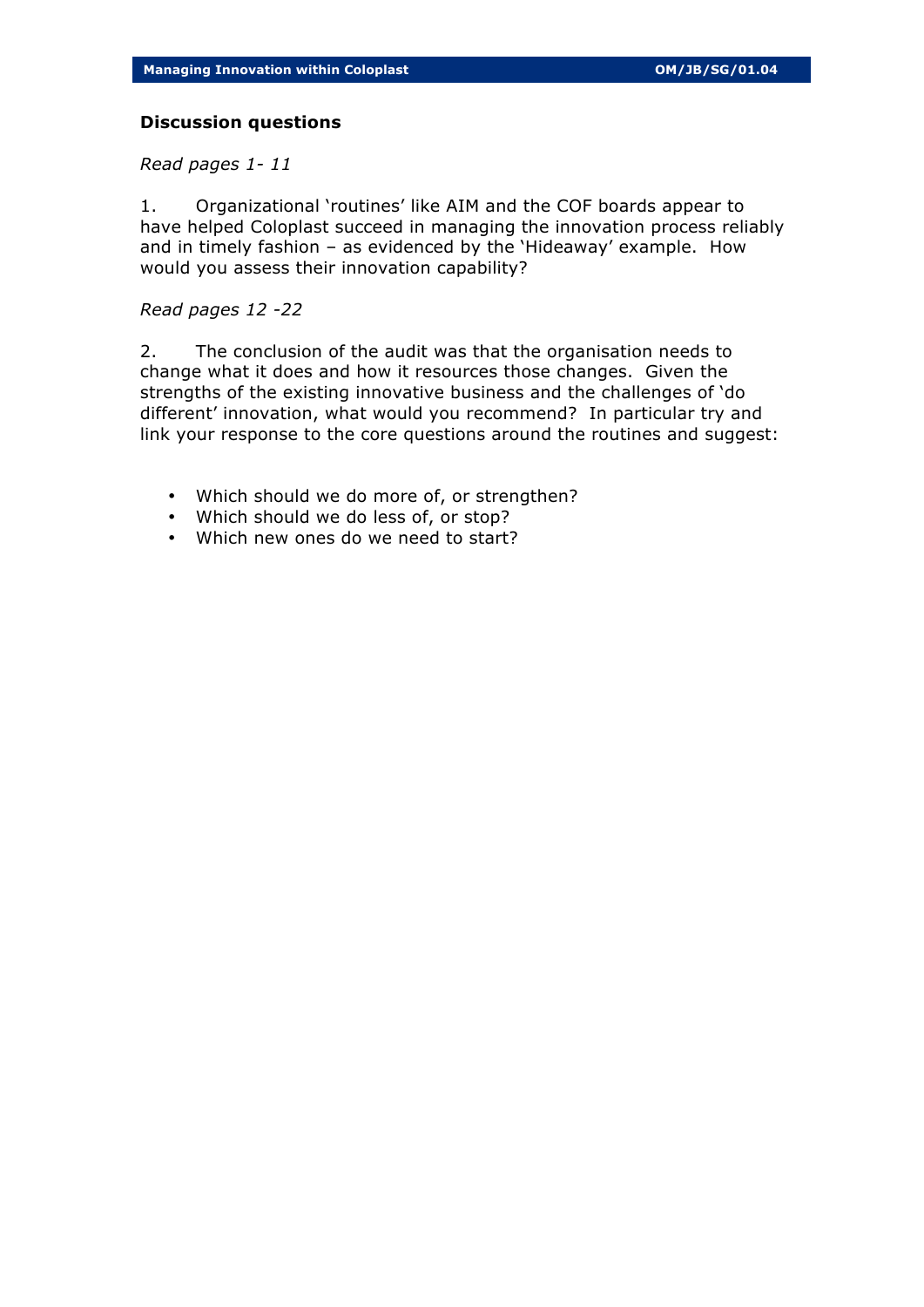**Discussion questions**

*Read pages 1- 11*

1. Organizational 'routines' like AIM and the COF boards appear to have helped Coloplast succeed in managing the innovation process reliably and in timely fashion – as evidenced by the 'Hideaway' example. How would you assess their innovation capability?

*Read pages 12 -22*

2. The conclusion of the audit was that the organisation needs to change what it does and how it resources those changes. Given the strengths of the existing innovative business and the challenges of 'do different' innovation, what would you recommend? In particular try and link your response to the core questions around the routines and suggest:

- Which should we do more of, or strengthen?
- Which should we do less of, or stop?
- Which new ones do we need to start?